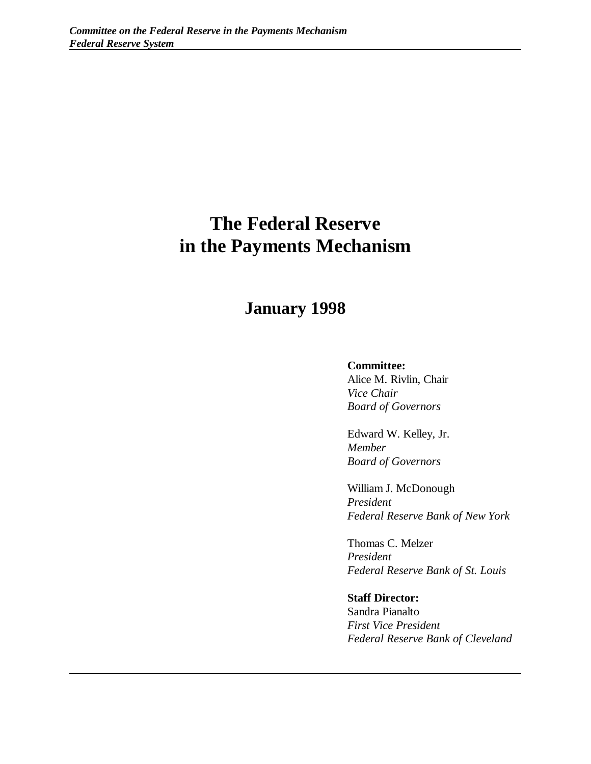# The Federal Reserve in the Payments Mechanism

## January 1998

**Committee:**
Alice M. Rivlin, Chair
*Vice Chair*
*Board of Governors*

Edward W. Kelley, Jr.
*Member*
*Board of Governors*

William J. McDonough
*President*
*Federal Reserve Bank of New York*

Thomas C. Melzer
*President*
*Federal Reserve Bank of St. Louis*

**Staff Director:**
Sandra Pianalto
*First Vice President*
*Federal Reserve Bank of Cleveland*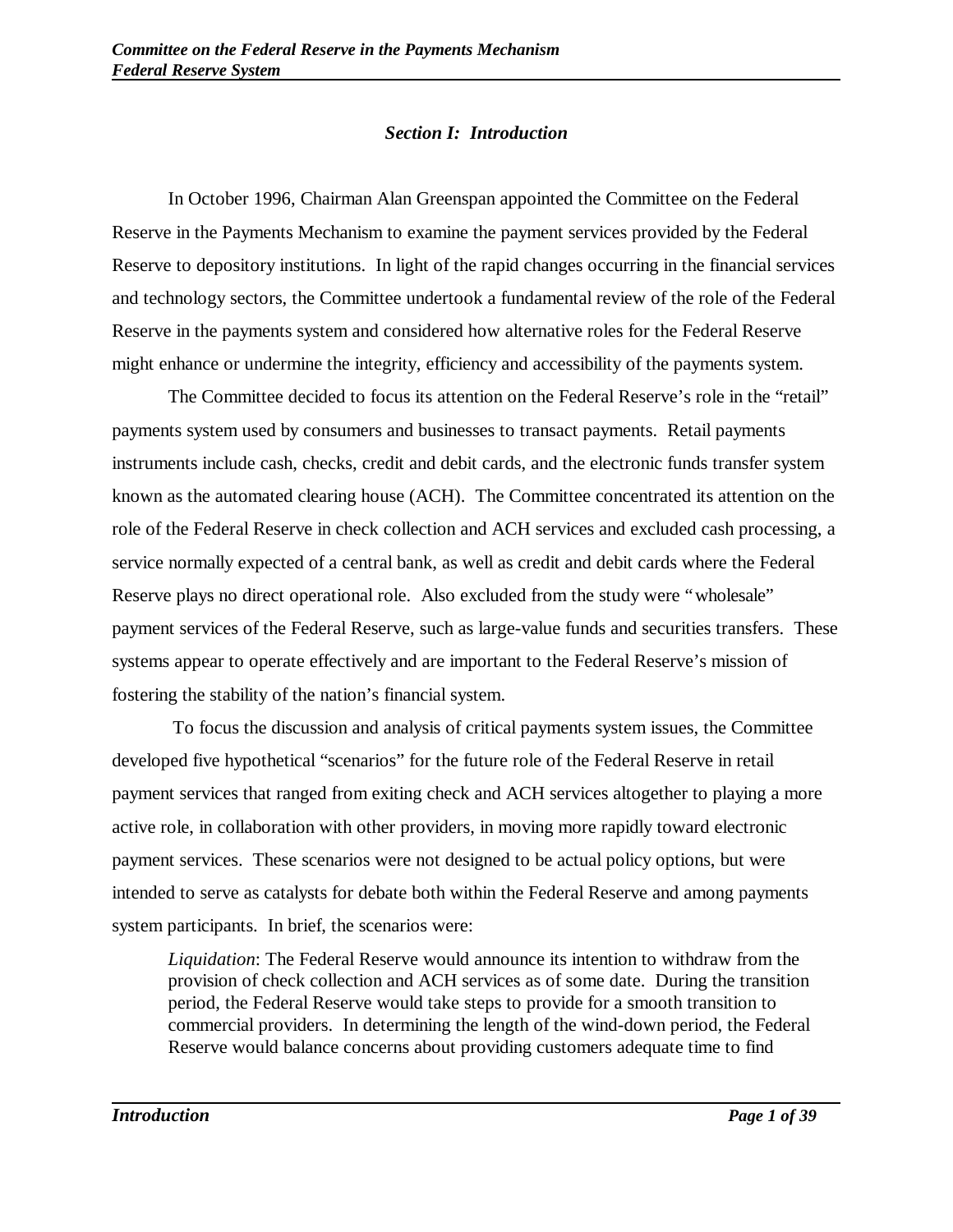## *Section I: Introduction*

In October 1996, Chairman Alan Greenspan appointed the Committee on the Federal Reserve in the Payments Mechanism to examine the payment services provided by the Federal Reserve to depository institutions. In light of the rapid changes occurring in the financial services and technology sectors, the Committee undertook a fundamental review of the role of the Federal Reserve in the payments system and considered how alternative roles for the Federal Reserve might enhance or undermine the integrity, efficiency and accessibility of the payments system.

The Committee decided to focus its attention on the Federal Reserve's role in the "retail" payments system used by consumers and businesses to transact payments. Retail payments instruments include cash, checks, credit and debit cards, and the electronic funds transfer system known as the automated clearing house (ACH). The Committee concentrated its attention on the role of the Federal Reserve in check collection and ACH services and excluded cash processing, a service normally expected of a central bank, as well as credit and debit cards where the Federal Reserve plays no direct operational role. Also excluded from the study were "wholesale" payment services of the Federal Reserve, such as large-value funds and securities transfers. These systems appear to operate effectively and are important to the Federal Reserve's mission of fostering the stability of the nation's financial system.

To focus the discussion and analysis of critical payments system issues, the Committee developed five hypothetical "scenarios" for the future role of the Federal Reserve in retail payment services that ranged from exiting check and ACH services altogether to playing a more active role, in collaboration with other providers, in moving more rapidly toward electronic payment services. These scenarios were not designed to be actual policy options, but were intended to serve as catalysts for debate both within the Federal Reserve and among payments system participants. In brief, the scenarios were:

> *Liquidation*: The Federal Reserve would announce its intention to withdraw from the provision of check collection and ACH services as of some date. During the transition period, the Federal Reserve would take steps to provide for a smooth transition to commercial providers. In determining the length of the wind-down period, the Federal Reserve would balance concerns about providing customers adequate time to find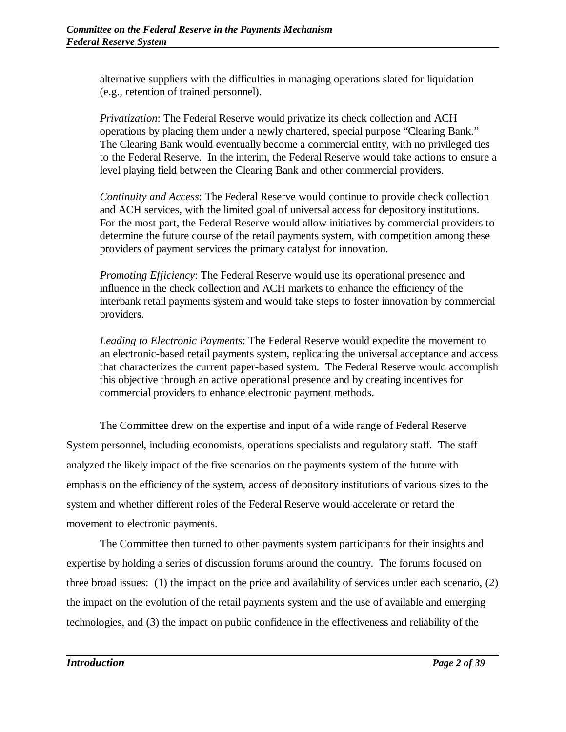alternative suppliers with the difficulties in managing operations slated for liquidation (e.g., retention of trained personnel).

*Privatization*: The Federal Reserve would privatize its check collection and ACH operations by placing them under a newly chartered, special purpose "Clearing Bank." The Clearing Bank would eventually become a commercial entity, with no privileged ties to the Federal Reserve. In the interim, the Federal Reserve would take actions to ensure a level playing field between the Clearing Bank and other commercial providers.

*Continuity and Access*: The Federal Reserve would continue to provide check collection and ACH services, with the limited goal of universal access for depository institutions. For the most part, the Federal Reserve would allow initiatives by commercial providers to determine the future course of the retail payments system, with competition among these providers of payment services the primary catalyst for innovation.

*Promoting Efficiency*: The Federal Reserve would use its operational presence and influence in the check collection and ACH markets to enhance the efficiency of the interbank retail payments system and would take steps to foster innovation by commercial providers.

*Leading to Electronic Payments*: The Federal Reserve would expedite the movement to an electronic-based retail payments system, replicating the universal acceptance and access that characterizes the current paper-based system. The Federal Reserve would accomplish this objective through an active operational presence and by creating incentives for commercial providers to enhance electronic payment methods.

The Committee drew on the expertise and input of a wide range of Federal Reserve System personnel, including economists, operations specialists and regulatory staff. The staff analyzed the likely impact of the five scenarios on the payments system of the future with emphasis on the efficiency of the system, access of depository institutions of various sizes to the system and whether different roles of the Federal Reserve would accelerate or retard the movement to electronic payments.

The Committee then turned to other payments system participants for their insights and expertise by holding a series of discussion forums around the country. The forums focused on three broad issues: (1) the impact on the price and availability of services under each scenario, (2) the impact on the evolution of the retail payments system and the use of available and emerging technologies, and (3) the impact on public confidence in the effectiveness and reliability of the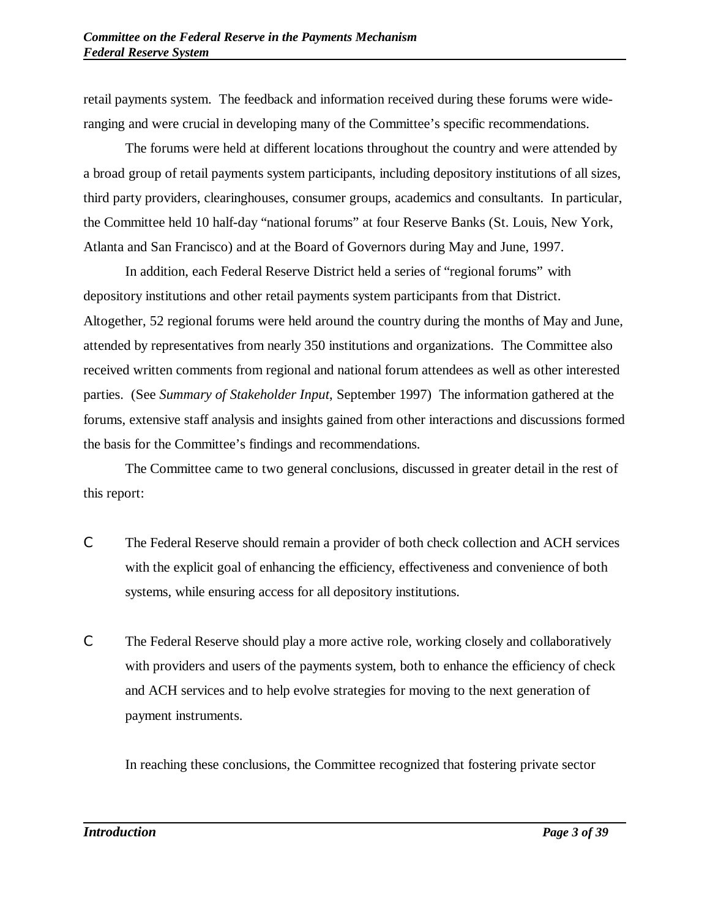retail payments system. The feedback and information received during these forums were wide-ranging and were crucial in developing many of the Committee's specific recommendations.

The forums were held at different locations throughout the country and were attended by a broad group of retail payments system participants, including depository institutions of all sizes, third party providers, clearinghouses, consumer groups, academics and consultants. In particular, the Committee held 10 half-day "national forums" at four Reserve Banks (St. Louis, New York, Atlanta and San Francisco) and at the Board of Governors during May and June, 1997.

In addition, each Federal Reserve District held a series of "regional forums" with depository institutions and other retail payments system participants from that District. Altogether, 52 regional forums were held around the country during the months of May and June, attended by representatives from nearly 350 institutions and organizations. The Committee also received written comments from regional and national forum attendees as well as other interested parties. (See *Summary of Stakeholder Input*, September 1997) The information gathered at the forums, extensive staff analysis and insights gained from other interactions and discussions formed the basis for the Committee's findings and recommendations.

The Committee came to two general conclusions, discussed in greater detail in the rest of this report:

- The Federal Reserve should remain a provider of both check collection and ACH services with the explicit goal of enhancing the efficiency, effectiveness and convenience of both systems, while ensuring access for all depository institutions.

- The Federal Reserve should play a more active role, working closely and collaboratively with providers and users of the payments system, both to enhance the efficiency of check and ACH services and to help evolve strategies for moving to the next generation of payment instruments.

In reaching these conclusions, the Committee recognized that fostering private sector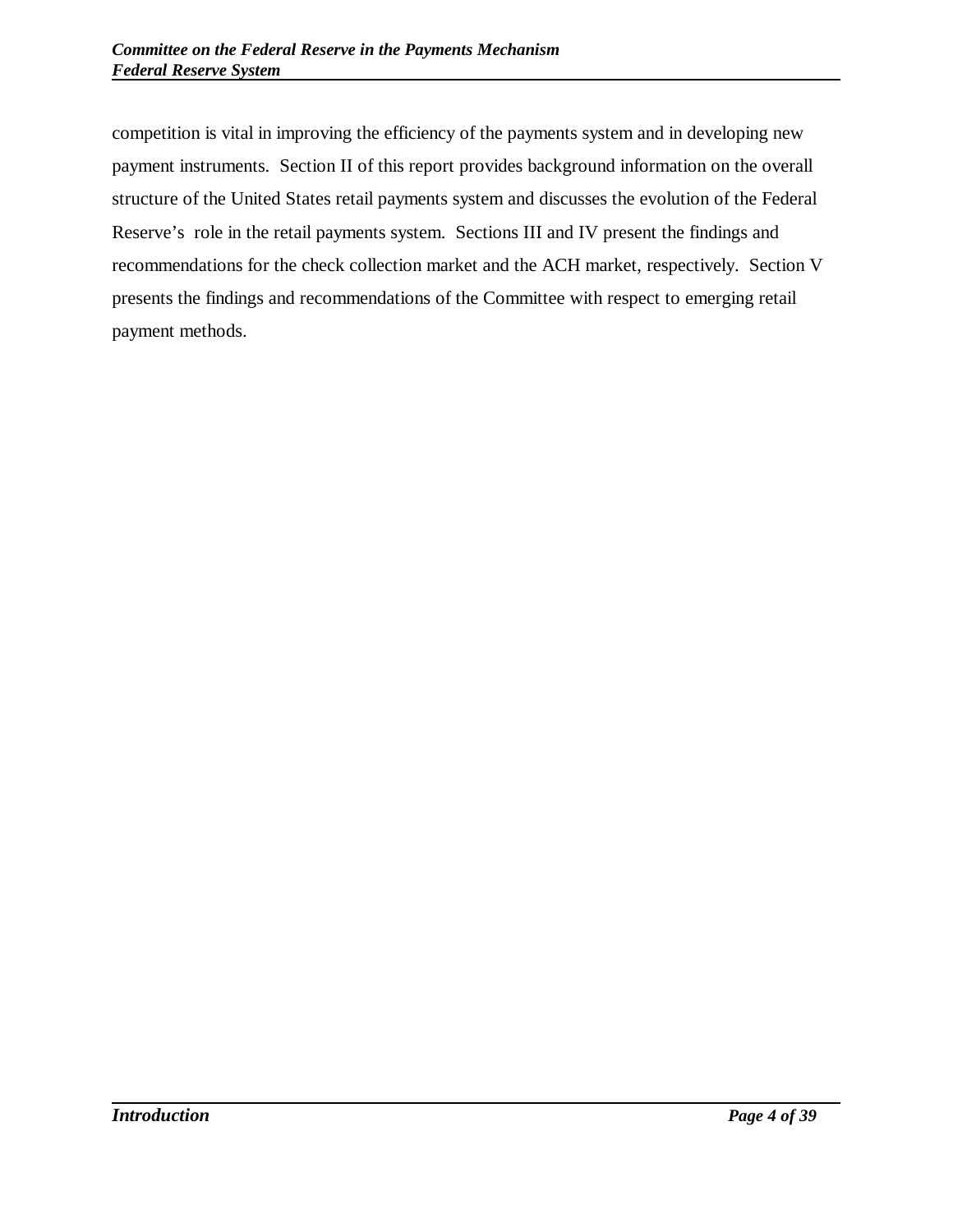competition is vital in improving the efficiency of the payments system and in developing new payment instruments. Section II of this report provides background information on the overall structure of the United States retail payments system and discusses the evolution of the Federal Reserve's role in the retail payments system. Sections III and IV present the findings and recommendations for the check collection market and the ACH market, respectively. Section V presents the findings and recommendations of the Committee with respect to emerging retail payment methods.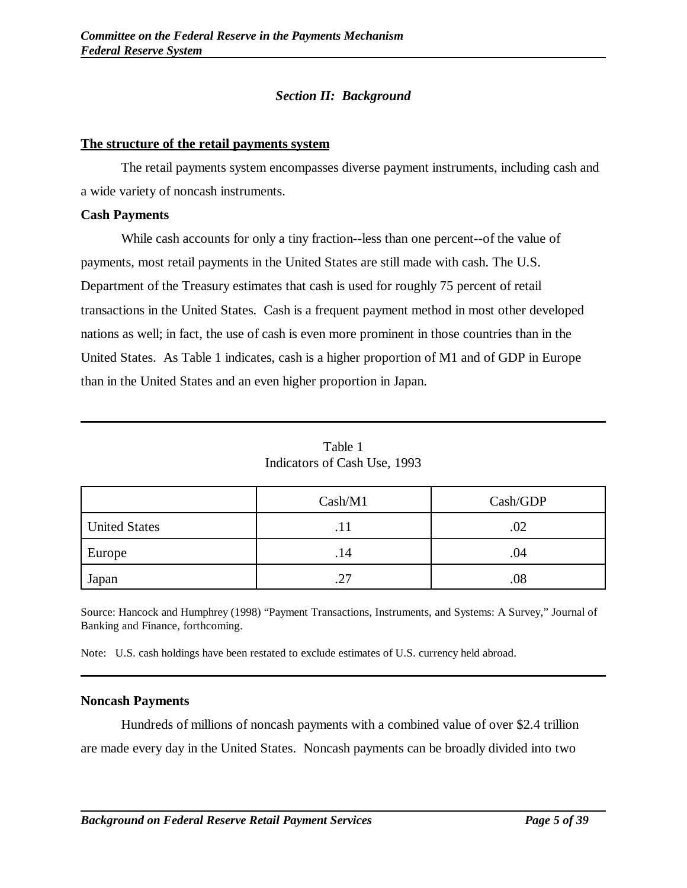## *Section II: Background*

### The structure of the retail payments system

The retail payments system encompasses diverse payment instruments, including cash and a wide variety of noncash instruments.

**Cash Payments**

While cash accounts for only a tiny fraction--less than one percent--of the value of payments, most retail payments in the United States are still made with cash. The U.S. Department of the Treasury estimates that cash is used for roughly 75 percent of retail transactions in the United States. Cash is a frequent payment method in most other developed nations as well; in fact, the use of cash is even more prominent in those countries than in the United States. As Table 1 indicates, cash is a higher proportion of M1 and of GDP in Europe than in the United States and an even higher proportion in Japan.

Table 1
Indicators of Cash Use, 1993

| | Cash/M1 | Cash/GDP |
|---|---|---|
| United States | .11 | .02 |
| Europe | .14 | .04 |
| Japan | .27 | .08 |

Source: Hancock and Humphrey (1998) "Payment Transactions, Instruments, and Systems: A Survey," Journal of Banking and Finance, forthcoming.

Note: U.S. cash holdings have been restated to exclude estimates of U.S. currency held abroad.

**Noncash Payments**

Hundreds of millions of noncash payments with a combined value of over $2.4 trillion are made every day in the United States. Noncash payments can be broadly divided into two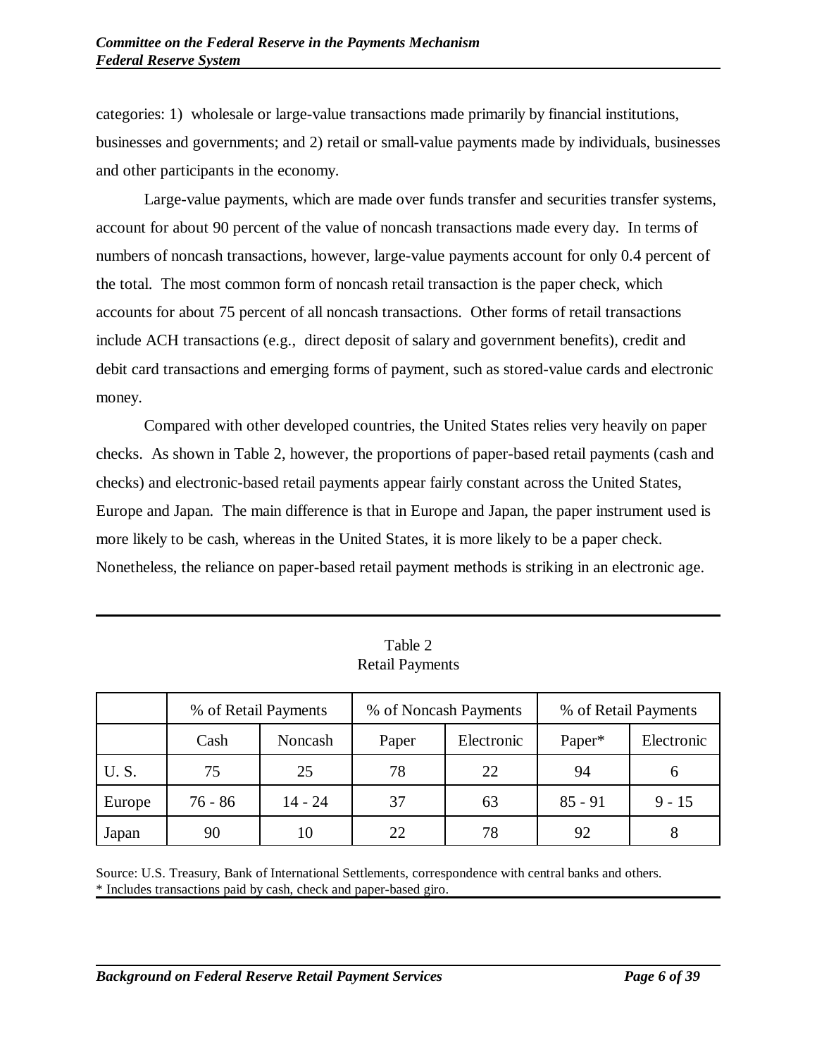categories: 1) wholesale or large-value transactions made primarily by financial institutions, businesses and governments; and 2) retail or small-value payments made by individuals, businesses and other participants in the economy.

Large-value payments, which are made over funds transfer and securities transfer systems, account for about 90 percent of the value of noncash transactions made every day. In terms of numbers of noncash transactions, however, large-value payments account for only 0.4 percent of the total. The most common form of noncash retail transaction is the paper check, which accounts for about 75 percent of all noncash transactions. Other forms of retail transactions include ACH transactions (e.g., direct deposit of salary and government benefits), credit and debit card transactions and emerging forms of payment, such as stored-value cards and electronic money.

Compared with other developed countries, the United States relies very heavily on paper checks. As shown in Table 2, however, the proportions of paper-based retail payments (cash and checks) and electronic-based retail payments appear fairly constant across the United States, Europe and Japan. The main difference is that in Europe and Japan, the paper instrument used is more likely to be cash, whereas in the United States, it is more likely to be a paper check. Nonetheless, the reliance on paper-based retail payment methods is striking in an electronic age.

Table 2
Retail Payments

| | % of Retail Payments | | % of Noncash Payments | | % of Retail Payments | |
|---|---|---|---|---|---|---|
| | Cash | Noncash | Paper | Electronic | Paper* | Electronic |
| U. S. | 75 | 25 | 78 | 22 | 94 | 6 |
| Europe | 76 - 86 | 14 - 24 | 37 | 63 | 85 - 91 | 9 - 15 |
| Japan | 90 | 10 | 22 | 78 | 92 | 8 |

Source: U.S. Treasury, Bank of International Settlements, correspondence with central banks and others.
* Includes transactions paid by cash, check and paper-based giro.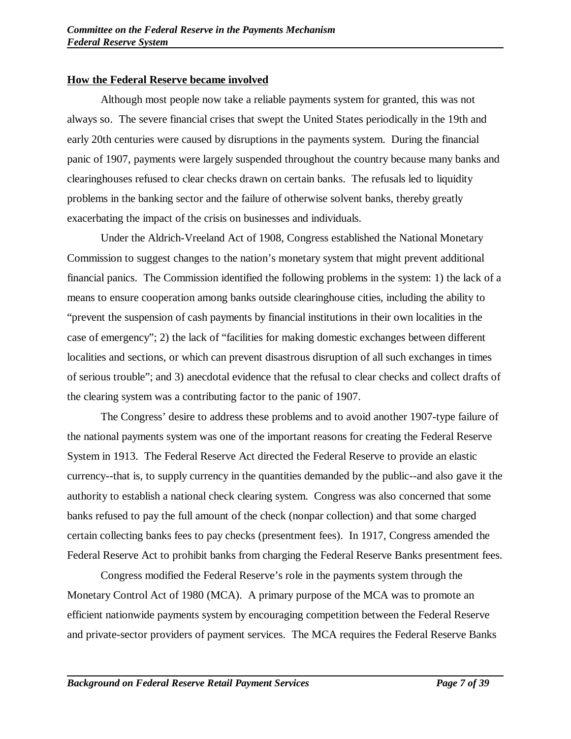## How the Federal Reserve became involved

Although most people now take a reliable payments system for granted, this was not always so. The severe financial crises that swept the United States periodically in the 19th and early 20th centuries were caused by disruptions in the payments system. During the financial panic of 1907, payments were largely suspended throughout the country because many banks and clearinghouses refused to clear checks drawn on certain banks. The refusals led to liquidity problems in the banking sector and the failure of otherwise solvent banks, thereby greatly exacerbating the impact of the crisis on businesses and individuals.

Under the Aldrich-Vreeland Act of 1908, Congress established the National Monetary Commission to suggest changes to the nation's monetary system that might prevent additional financial panics. The Commission identified the following problems in the system: 1) the lack of a means to ensure cooperation among banks outside clearinghouse cities, including the ability to "prevent the suspension of cash payments by financial institutions in their own localities in the case of emergency"; 2) the lack of "facilities for making domestic exchanges between different localities and sections, or which can prevent disastrous disruption of all such exchanges in times of serious trouble"; and 3) anecdotal evidence that the refusal to clear checks and collect drafts of the clearing system was a contributing factor to the panic of 1907.

The Congress' desire to address these problems and to avoid another 1907-type failure of the national payments system was one of the important reasons for creating the Federal Reserve System in 1913. The Federal Reserve Act directed the Federal Reserve to provide an elastic currency--that is, to supply currency in the quantities demanded by the public--and also gave it the authority to establish a national check clearing system. Congress was also concerned that some banks refused to pay the full amount of the check (nonpar collection) and that some charged certain collecting banks fees to pay checks (presentment fees). In 1917, Congress amended the Federal Reserve Act to prohibit banks from charging the Federal Reserve Banks presentment fees.

Congress modified the Federal Reserve's role in the payments system through the Monetary Control Act of 1980 (MCA). A primary purpose of the MCA was to promote an efficient nationwide payments system by encouraging competition between the Federal Reserve and private-sector providers of payment services. The MCA requires the Federal Reserve Banks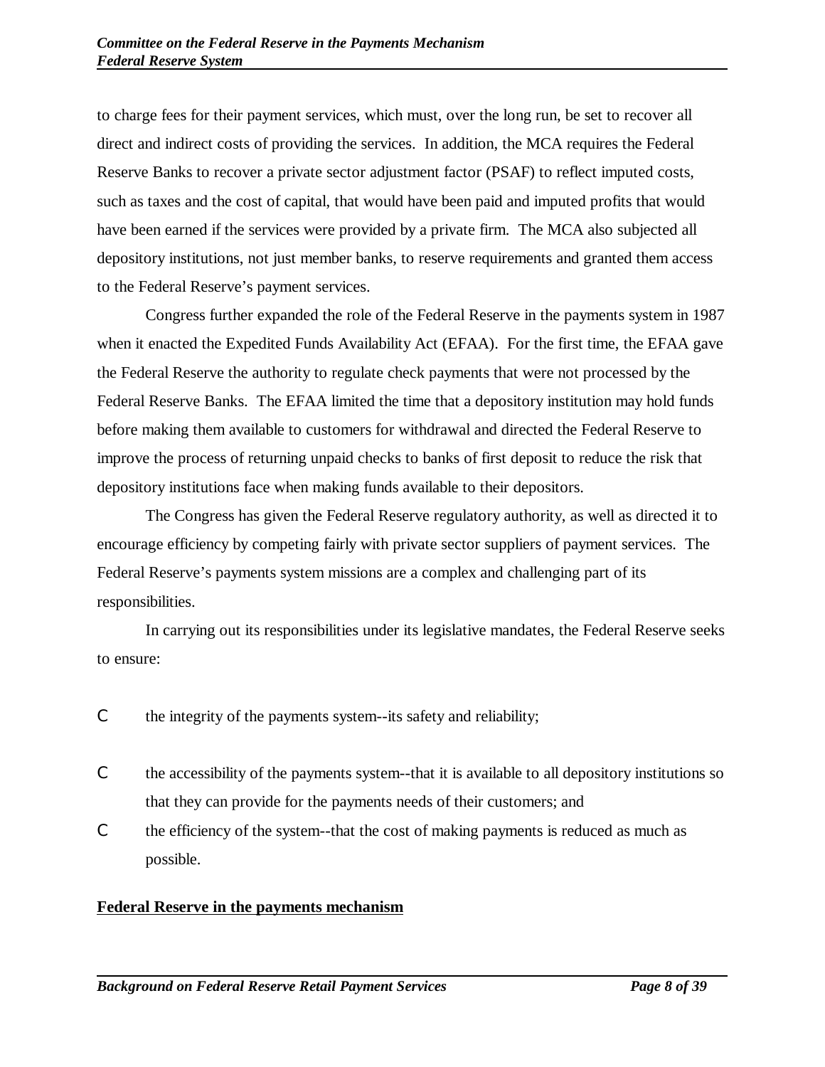to charge fees for their payment services, which must, over the long run, be set to recover all direct and indirect costs of providing the services. In addition, the MCA requires the Federal Reserve Banks to recover a private sector adjustment factor (PSAF) to reflect imputed costs, such as taxes and the cost of capital, that would have been paid and imputed profits that would have been earned if the services were provided by a private firm. The MCA also subjected all depository institutions, not just member banks, to reserve requirements and granted them access to the Federal Reserve's payment services.

Congress further expanded the role of the Federal Reserve in the payments system in 1987 when it enacted the Expedited Funds Availability Act (EFAA). For the first time, the EFAA gave the Federal Reserve the authority to regulate check payments that were not processed by the Federal Reserve Banks. The EFAA limited the time that a depository institution may hold funds before making them available to customers for withdrawal and directed the Federal Reserve to improve the process of returning unpaid checks to banks of first deposit to reduce the risk that depository institutions face when making funds available to their depositors.

The Congress has given the Federal Reserve regulatory authority, as well as directed it to encourage efficiency by competing fairly with private sector suppliers of payment services. The Federal Reserve's payments system missions are a complex and challenging part of its responsibilities.

In carrying out its responsibilities under its legislative mandates, the Federal Reserve seeks to ensure:

- the integrity of the payments system--its safety and reliability;
- the accessibility of the payments system--that it is available to all depository institutions so that they can provide for the payments needs of their customers; and
- the efficiency of the system--that the cost of making payments is reduced as much as possible.

**Federal Reserve in the payments mechanism**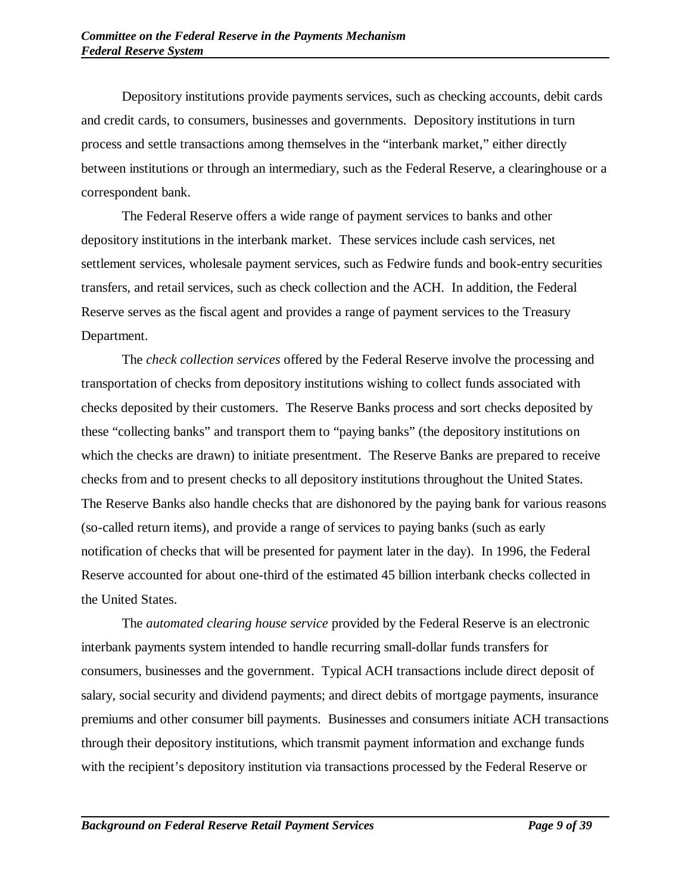Depository institutions provide payments services, such as checking accounts, debit cards and credit cards, to consumers, businesses and governments. Depository institutions in turn process and settle transactions among themselves in the "interbank market," either directly between institutions or through an intermediary, such as the Federal Reserve, a clearinghouse or a correspondent bank.

The Federal Reserve offers a wide range of payment services to banks and other depository institutions in the interbank market. These services include cash services, net settlement services, wholesale payment services, such as Fedwire funds and book-entry securities transfers, and retail services, such as check collection and the ACH. In addition, the Federal Reserve serves as the fiscal agent and provides a range of payment services to the Treasury Department.

The *check collection services* offered by the Federal Reserve involve the processing and transportation of checks from depository institutions wishing to collect funds associated with checks deposited by their customers. The Reserve Banks process and sort checks deposited by these "collecting banks" and transport them to "paying banks" (the depository institutions on which the checks are drawn) to initiate presentment. The Reserve Banks are prepared to receive checks from and to present checks to all depository institutions throughout the United States. The Reserve Banks also handle checks that are dishonored by the paying bank for various reasons (so-called return items), and provide a range of services to paying banks (such as early notification of checks that will be presented for payment later in the day). In 1996, the Federal Reserve accounted for about one-third of the estimated 45 billion interbank checks collected in the United States.

The *automated clearing house service* provided by the Federal Reserve is an electronic interbank payments system intended to handle recurring small-dollar funds transfers for consumers, businesses and the government. Typical ACH transactions include direct deposit of salary, social security and dividend payments; and direct debits of mortgage payments, insurance premiums and other consumer bill payments. Businesses and consumers initiate ACH transactions through their depository institutions, which transmit payment information and exchange funds with the recipient's depository institution via transactions processed by the Federal Reserve or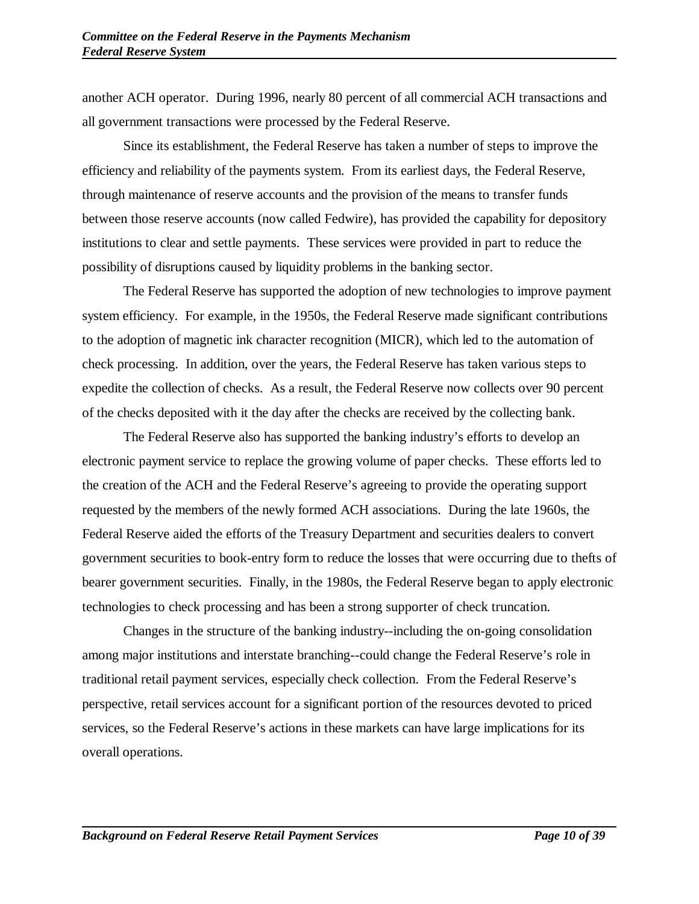another ACH operator. During 1996, nearly 80 percent of all commercial ACH transactions and all government transactions were processed by the Federal Reserve.

Since its establishment, the Federal Reserve has taken a number of steps to improve the efficiency and reliability of the payments system. From its earliest days, the Federal Reserve, through maintenance of reserve accounts and the provision of the means to transfer funds between those reserve accounts (now called Fedwire), has provided the capability for depository institutions to clear and settle payments. These services were provided in part to reduce the possibility of disruptions caused by liquidity problems in the banking sector.

The Federal Reserve has supported the adoption of new technologies to improve payment system efficiency. For example, in the 1950s, the Federal Reserve made significant contributions to the adoption of magnetic ink character recognition (MICR), which led to the automation of check processing. In addition, over the years, the Federal Reserve has taken various steps to expedite the collection of checks. As a result, the Federal Reserve now collects over 90 percent of the checks deposited with it the day after the checks are received by the collecting bank.

The Federal Reserve also has supported the banking industry's efforts to develop an electronic payment service to replace the growing volume of paper checks. These efforts led to the creation of the ACH and the Federal Reserve's agreeing to provide the operating support requested by the members of the newly formed ACH associations. During the late 1960s, the Federal Reserve aided the efforts of the Treasury Department and securities dealers to convert government securities to book-entry form to reduce the losses that were occurring due to thefts of bearer government securities. Finally, in the 1980s, the Federal Reserve began to apply electronic technologies to check processing and has been a strong supporter of check truncation.

Changes in the structure of the banking industry--including the on-going consolidation among major institutions and interstate branching--could change the Federal Reserve's role in traditional retail payment services, especially check collection. From the Federal Reserve's perspective, retail services account for a significant portion of the resources devoted to priced services, so the Federal Reserve's actions in these markets can have large implications for its overall operations.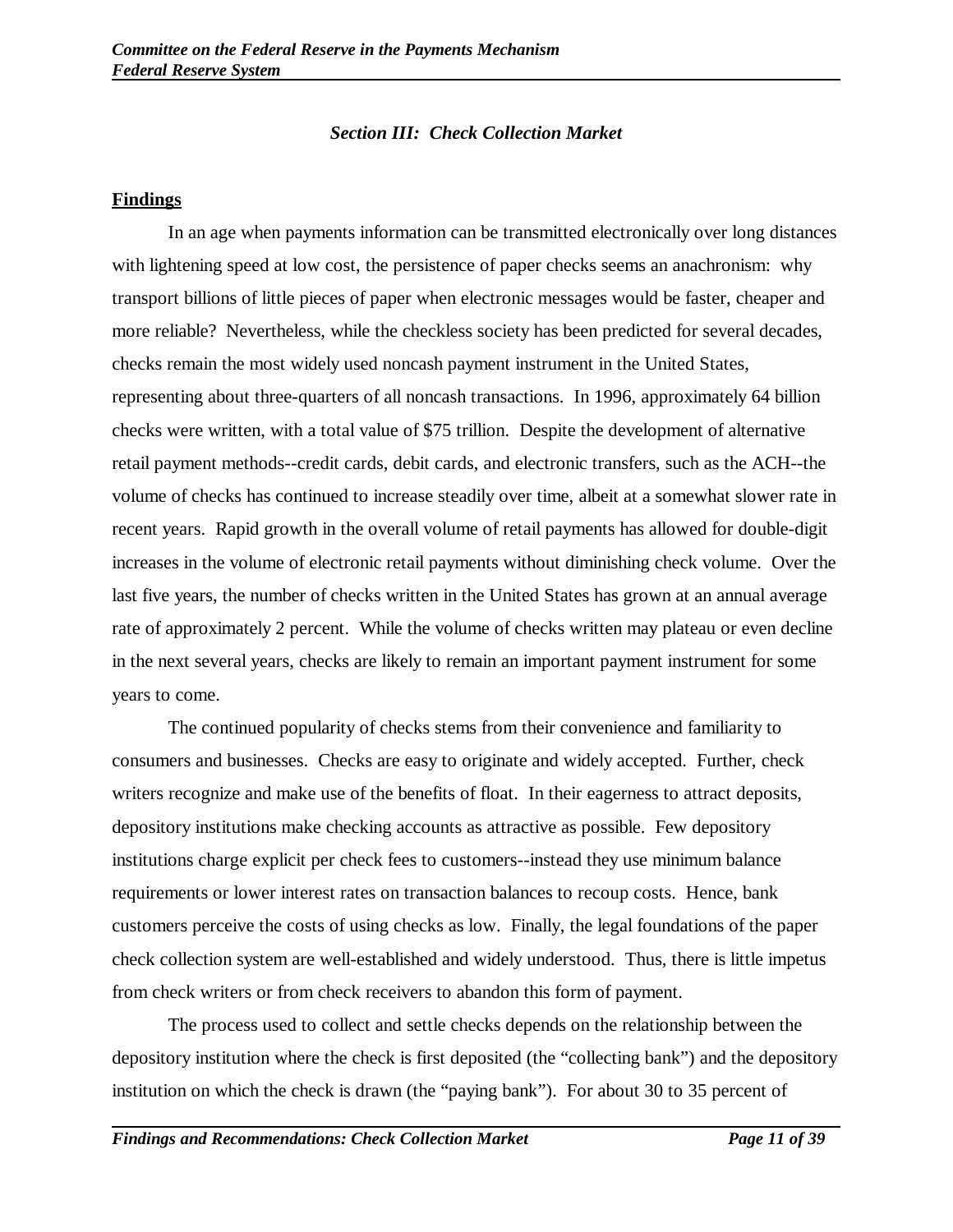### *Section III: Check Collection Market*

**Findings**

In an age when payments information can be transmitted electronically over long distances with lightening speed at low cost, the persistence of paper checks seems an anachronism: why transport billions of little pieces of paper when electronic messages would be faster, cheaper and more reliable? Nevertheless, while the checkless society has been predicted for several decades, checks remain the most widely used noncash payment instrument in the United States, representing about three-quarters of all noncash transactions. In 1996, approximately 64 billion checks were written, with a total value of $75 trillion. Despite the development of alternative retail payment methods--credit cards, debit cards, and electronic transfers, such as the ACH--the volume of checks has continued to increase steadily over time, albeit at a somewhat slower rate in recent years. Rapid growth in the overall volume of retail payments has allowed for double-digit increases in the volume of electronic retail payments without diminishing check volume. Over the last five years, the number of checks written in the United States has grown at an annual average rate of approximately 2 percent. While the volume of checks written may plateau or even decline in the next several years, checks are likely to remain an important payment instrument for some years to come.

The continued popularity of checks stems from their convenience and familiarity to consumers and businesses. Checks are easy to originate and widely accepted. Further, check writers recognize and make use of the benefits of float. In their eagerness to attract deposits, depository institutions make checking accounts as attractive as possible. Few depository institutions charge explicit per check fees to customers--instead they use minimum balance requirements or lower interest rates on transaction balances to recoup costs. Hence, bank customers perceive the costs of using checks as low. Finally, the legal foundations of the paper check collection system are well-established and widely understood. Thus, there is little impetus from check writers or from check receivers to abandon this form of payment.

The process used to collect and settle checks depends on the relationship between the depository institution where the check is first deposited (the "collecting bank") and the depository institution on which the check is drawn (the "paying bank"). For about 30 to 35 percent of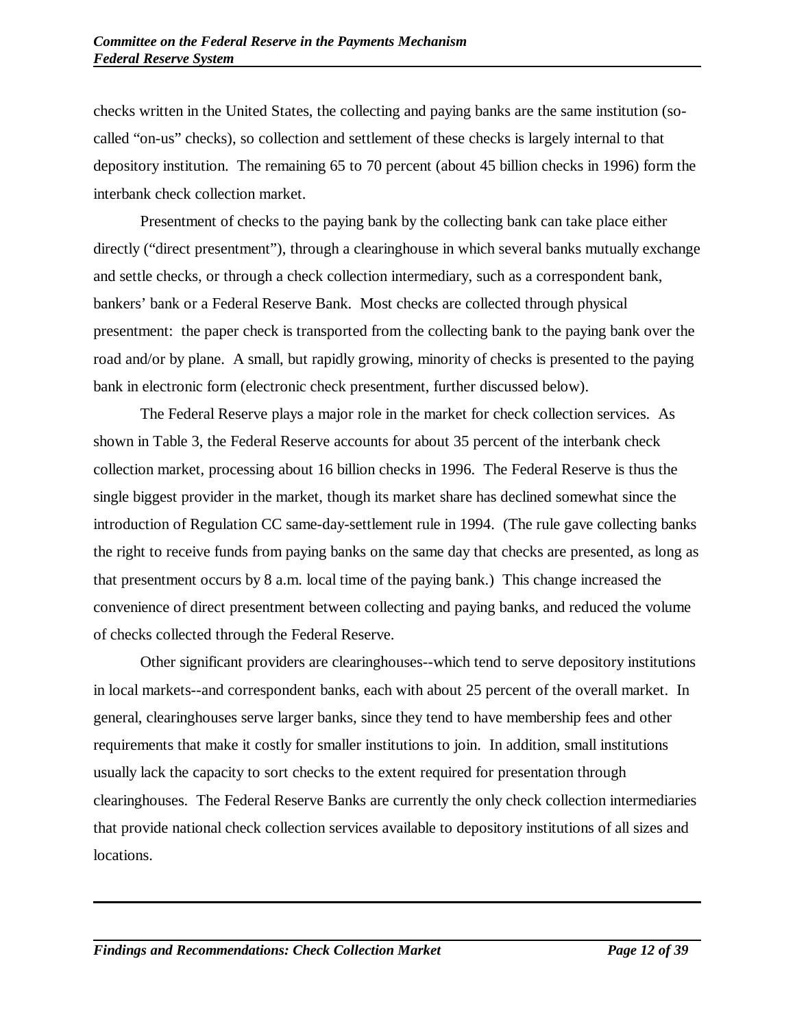checks written in the United States, the collecting and paying banks are the same institution (so-called "on-us" checks), so collection and settlement of these checks is largely internal to that depository institution. The remaining 65 to 70 percent (about 45 billion checks in 1996) form the interbank check collection market.

Presentment of checks to the paying bank by the collecting bank can take place either directly ("direct presentment"), through a clearinghouse in which several banks mutually exchange and settle checks, or through a check collection intermediary, such as a correspondent bank, bankers' bank or a Federal Reserve Bank. Most checks are collected through physical presentment: the paper check is transported from the collecting bank to the paying bank over the road and/or by plane. A small, but rapidly growing, minority of checks is presented to the paying bank in electronic form (electronic check presentment, further discussed below).

The Federal Reserve plays a major role in the market for check collection services. As shown in Table 3, the Federal Reserve accounts for about 35 percent of the interbank check collection market, processing about 16 billion checks in 1996. The Federal Reserve is thus the single biggest provider in the market, though its market share has declined somewhat since the introduction of Regulation CC same-day-settlement rule in 1994. (The rule gave collecting banks the right to receive funds from paying banks on the same day that checks are presented, as long as that presentment occurs by 8 a.m. local time of the paying bank.) This change increased the convenience of direct presentment between collecting and paying banks, and reduced the volume of checks collected through the Federal Reserve.

Other significant providers are clearinghouses--which tend to serve depository institutions in local markets--and correspondent banks, each with about 25 percent of the overall market. In general, clearinghouses serve larger banks, since they tend to have membership fees and other requirements that make it costly for smaller institutions to join. In addition, small institutions usually lack the capacity to sort checks to the extent required for presentation through clearinghouses. The Federal Reserve Banks are currently the only check collection intermediaries that provide national check collection services available to depository institutions of all sizes and locations.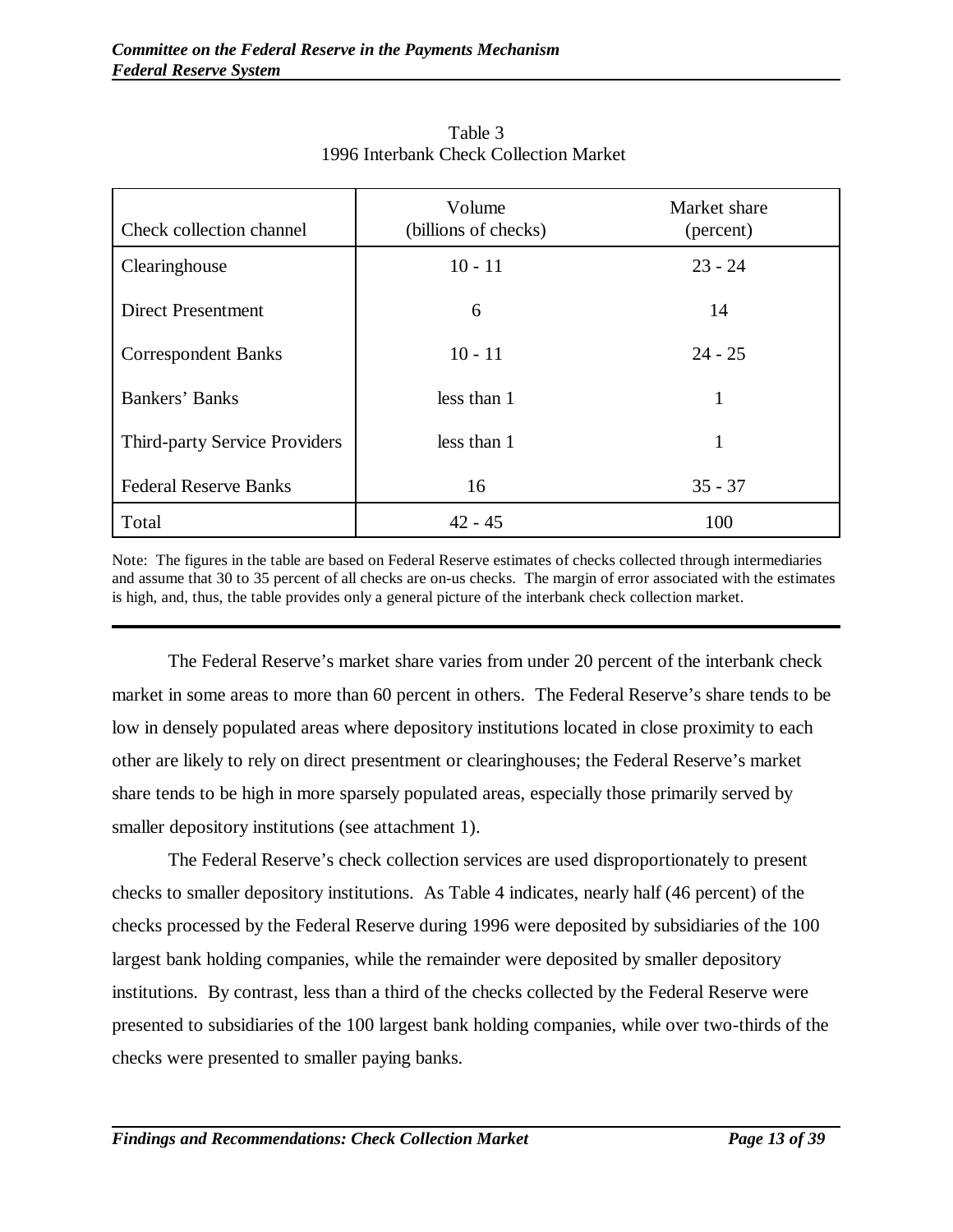Table 3
1996 Interbank Check Collection Market

| Check collection channel | Volume (billions of checks) | Market share (percent) |
|---|---|---|
| Clearinghouse | 10 - 11 | 23 - 24 |
| Direct Presentment | 6 | 14 |
| Correspondent Banks | 10 - 11 | 24 - 25 |
| Bankers' Banks | less than 1 | 1 |
| Third-party Service Providers | less than 1 | 1 |
| Federal Reserve Banks | 16 | 35 - 37 |
| Total | 42 - 45 | 100 |

Note: The figures in the table are based on Federal Reserve estimates of checks collected through intermediaries and assume that 30 to 35 percent of all checks are on-us checks. The margin of error associated with the estimates is high, and, thus, the table provides only a general picture of the interbank check collection market.

The Federal Reserve's market share varies from under 20 percent of the interbank check market in some areas to more than 60 percent in others. The Federal Reserve's share tends to be low in densely populated areas where depository institutions located in close proximity to each other are likely to rely on direct presentment or clearinghouses; the Federal Reserve's market share tends to be high in more sparsely populated areas, especially those primarily served by smaller depository institutions (see attachment 1).

The Federal Reserve's check collection services are used disproportionately to present checks to smaller depository institutions. As Table 4 indicates, nearly half (46 percent) of the checks processed by the Federal Reserve during 1996 were deposited by subsidiaries of the 100 largest bank holding companies, while the remainder were deposited by smaller depository institutions. By contrast, less than a third of the checks collected by the Federal Reserve were presented to subsidiaries of the 100 largest bank holding companies, while over two-thirds of the checks were presented to smaller paying banks.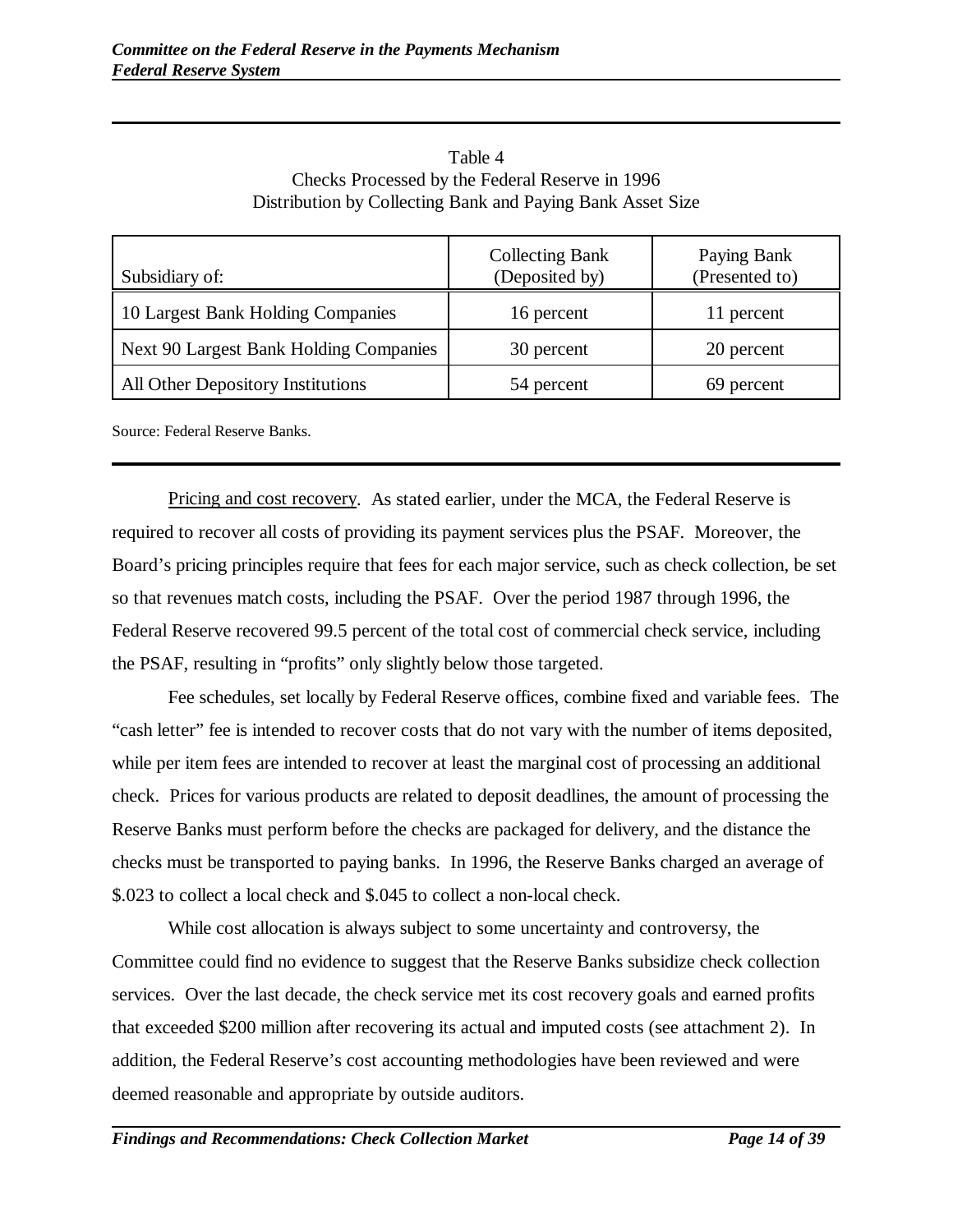Table 4
Checks Processed by the Federal Reserve in 1996
Distribution by Collecting Bank and Paying Bank Asset Size

| Subsidiary of: | Collecting Bank (Deposited by) | Paying Bank (Presented to) |
|---|---|---|
| 10 Largest Bank Holding Companies | 16 percent | 11 percent |
| Next 90 Largest Bank Holding Companies | 30 percent | 20 percent |
| All Other Depository Institutions | 54 percent | 69 percent |

Source: Federal Reserve Banks.

Pricing and cost recovery. As stated earlier, under the MCA, the Federal Reserve is required to recover all costs of providing its payment services plus the PSAF. Moreover, the Board's pricing principles require that fees for each major service, such as check collection, be set so that revenues match costs, including the PSAF. Over the period 1987 through 1996, the Federal Reserve recovered 99.5 percent of the total cost of commercial check service, including the PSAF, resulting in "profits" only slightly below those targeted.

Fee schedules, set locally by Federal Reserve offices, combine fixed and variable fees. The "cash letter" fee is intended to recover costs that do not vary with the number of items deposited, while per item fees are intended to recover at least the marginal cost of processing an additional check. Prices for various products are related to deposit deadlines, the amount of processing the Reserve Banks must perform before the checks are packaged for delivery, and the distance the checks must be transported to paying banks. In 1996, the Reserve Banks charged an average of $.023 to collect a local check and $.045 to collect a non-local check.

While cost allocation is always subject to some uncertainty and controversy, the Committee could find no evidence to suggest that the Reserve Banks subsidize check collection services. Over the last decade, the check service met its cost recovery goals and earned profits that exceeded $200 million after recovering its actual and imputed costs (see attachment 2). In addition, the Federal Reserve's cost accounting methodologies have been reviewed and were deemed reasonable and appropriate by outside auditors.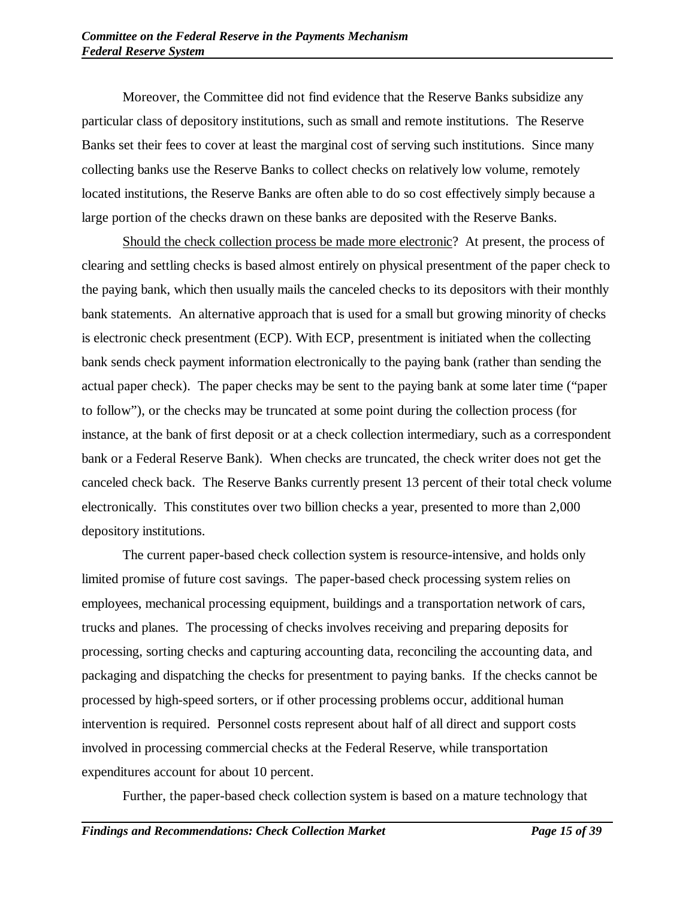Moreover, the Committee did not find evidence that the Reserve Banks subsidize any particular class of depository institutions, such as small and remote institutions. The Reserve Banks set their fees to cover at least the marginal cost of serving such institutions. Since many collecting banks use the Reserve Banks to collect checks on relatively low volume, remotely located institutions, the Reserve Banks are often able to do so cost effectively simply because a large portion of the checks drawn on these banks are deposited with the Reserve Banks.

<u>Should the check collection process be made more electronic</u>? At present, the process of clearing and settling checks is based almost entirely on physical presentment of the paper check to the paying bank, which then usually mails the canceled checks to its depositors with their monthly bank statements. An alternative approach that is used for a small but growing minority of checks is electronic check presentment (ECP). With ECP, presentment is initiated when the collecting bank sends check payment information electronically to the paying bank (rather than sending the actual paper check). The paper checks may be sent to the paying bank at some later time ("paper to follow"), or the checks may be truncated at some point during the collection process (for instance, at the bank of first deposit or at a check collection intermediary, such as a correspondent bank or a Federal Reserve Bank). When checks are truncated, the check writer does not get the canceled check back. The Reserve Banks currently present 13 percent of their total check volume electronically. This constitutes over two billion checks a year, presented to more than 2,000 depository institutions.

The current paper-based check collection system is resource-intensive, and holds only limited promise of future cost savings. The paper-based check processing system relies on employees, mechanical processing equipment, buildings and a transportation network of cars, trucks and planes. The processing of checks involves receiving and preparing deposits for processing, sorting checks and capturing accounting data, reconciling the accounting data, and packaging and dispatching the checks for presentment to paying banks. If the checks cannot be processed by high-speed sorters, or if other processing problems occur, additional human intervention is required. Personnel costs represent about half of all direct and support costs involved in processing commercial checks at the Federal Reserve, while transportation expenditures account for about 10 percent.

Further, the paper-based check collection system is based on a mature technology that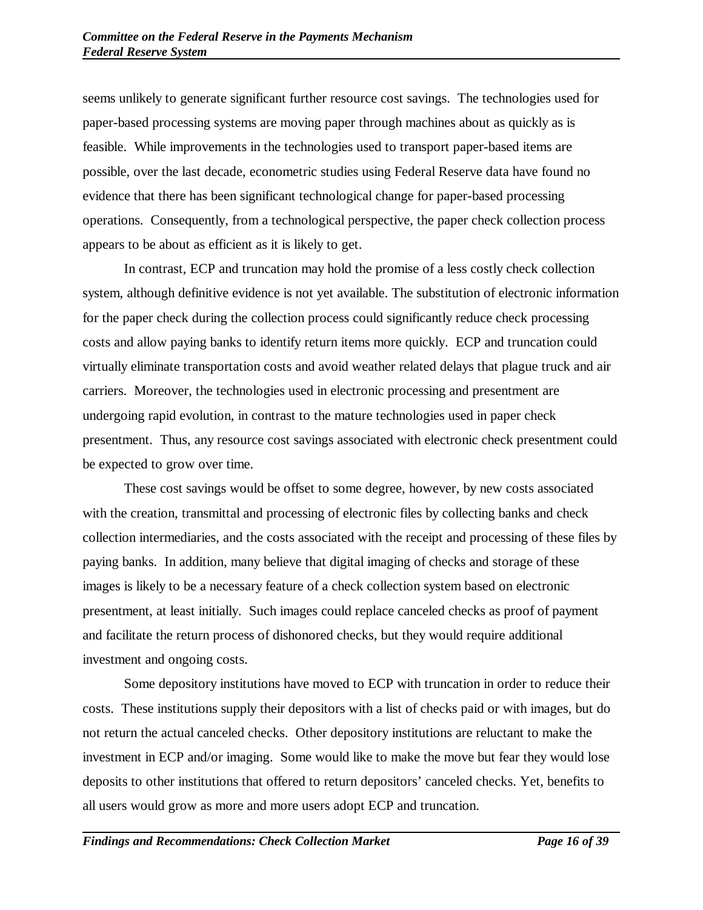seems unlikely to generate significant further resource cost savings. The technologies used for paper-based processing systems are moving paper through machines about as quickly as is feasible. While improvements in the technologies used to transport paper-based items are possible, over the last decade, econometric studies using Federal Reserve data have found no evidence that there has been significant technological change for paper-based processing operations. Consequently, from a technological perspective, the paper check collection process appears to be about as efficient as it is likely to get.

In contrast, ECP and truncation may hold the promise of a less costly check collection system, although definitive evidence is not yet available. The substitution of electronic information for the paper check during the collection process could significantly reduce check processing costs and allow paying banks to identify return items more quickly. ECP and truncation could virtually eliminate transportation costs and avoid weather related delays that plague truck and air carriers. Moreover, the technologies used in electronic processing and presentment are undergoing rapid evolution, in contrast to the mature technologies used in paper check presentment. Thus, any resource cost savings associated with electronic check presentment could be expected to grow over time.

These cost savings would be offset to some degree, however, by new costs associated with the creation, transmittal and processing of electronic files by collecting banks and check collection intermediaries, and the costs associated with the receipt and processing of these files by paying banks. In addition, many believe that digital imaging of checks and storage of these images is likely to be a necessary feature of a check collection system based on electronic presentment, at least initially. Such images could replace canceled checks as proof of payment and facilitate the return process of dishonored checks, but they would require additional investment and ongoing costs.

Some depository institutions have moved to ECP with truncation in order to reduce their costs. These institutions supply their depositors with a list of checks paid or with images, but do not return the actual canceled checks. Other depository institutions are reluctant to make the investment in ECP and/or imaging. Some would like to make the move but fear they would lose deposits to other institutions that offered to return depositors' canceled checks. Yet, benefits to all users would grow as more and more users adopt ECP and truncation.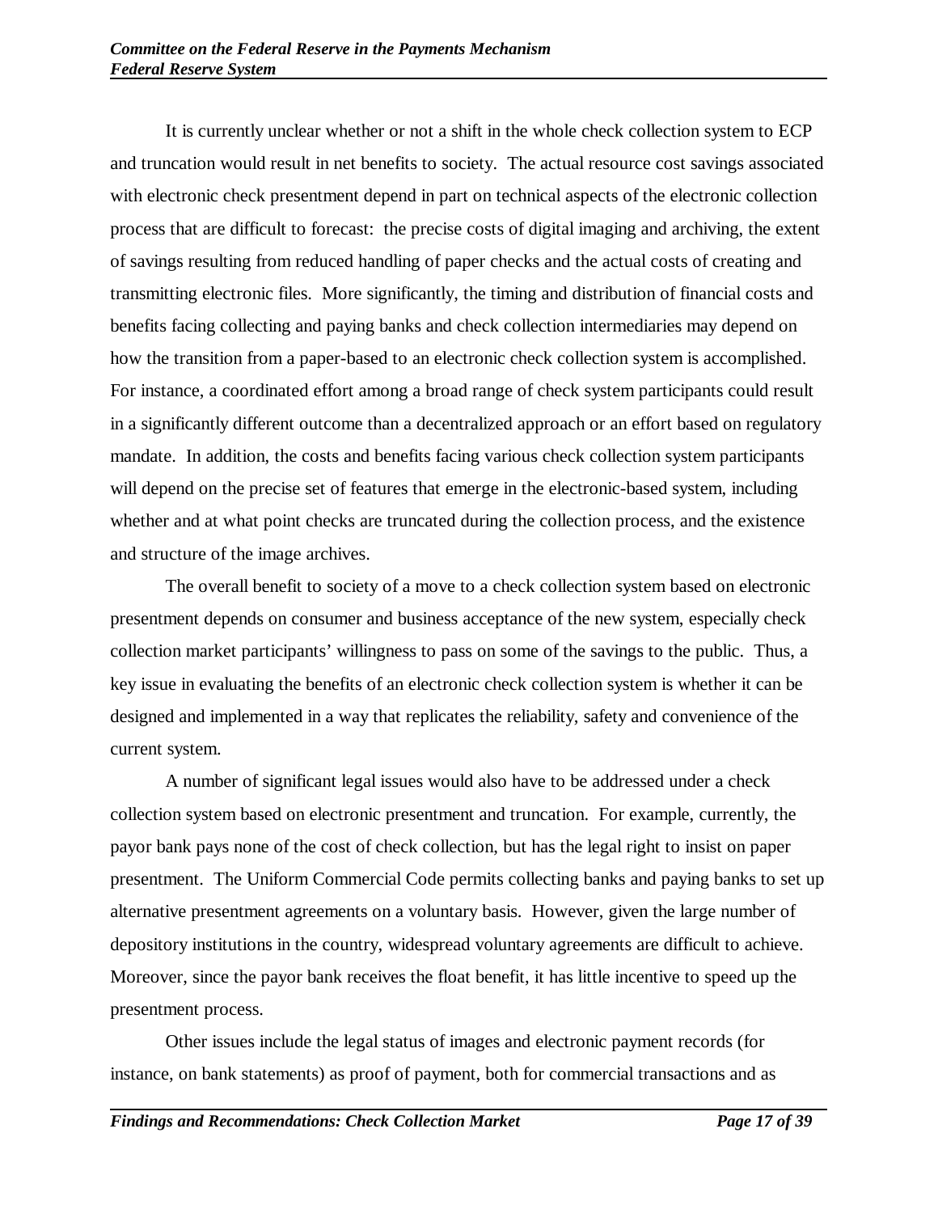It is currently unclear whether or not a shift in the whole check collection system to ECP and truncation would result in net benefits to society. The actual resource cost savings associated with electronic check presentment depend in part on technical aspects of the electronic collection process that are difficult to forecast: the precise costs of digital imaging and archiving, the extent of savings resulting from reduced handling of paper checks and the actual costs of creating and transmitting electronic files. More significantly, the timing and distribution of financial costs and benefits facing collecting and paying banks and check collection intermediaries may depend on how the transition from a paper-based to an electronic check collection system is accomplished. For instance, a coordinated effort among a broad range of check system participants could result in a significantly different outcome than a decentralized approach or an effort based on regulatory mandate. In addition, the costs and benefits facing various check collection system participants will depend on the precise set of features that emerge in the electronic-based system, including whether and at what point checks are truncated during the collection process, and the existence and structure of the image archives.

The overall benefit to society of a move to a check collection system based on electronic presentment depends on consumer and business acceptance of the new system, especially check collection market participants' willingness to pass on some of the savings to the public. Thus, a key issue in evaluating the benefits of an electronic check collection system is whether it can be designed and implemented in a way that replicates the reliability, safety and convenience of the current system.

A number of significant legal issues would also have to be addressed under a check collection system based on electronic presentment and truncation. For example, currently, the payor bank pays none of the cost of check collection, but has the legal right to insist on paper presentment. The Uniform Commercial Code permits collecting banks and paying banks to set up alternative presentment agreements on a voluntary basis. However, given the large number of depository institutions in the country, widespread voluntary agreements are difficult to achieve. Moreover, since the payor bank receives the float benefit, it has little incentive to speed up the presentment process.

Other issues include the legal status of images and electronic payment records (for instance, on bank statements) as proof of payment, both for commercial transactions and as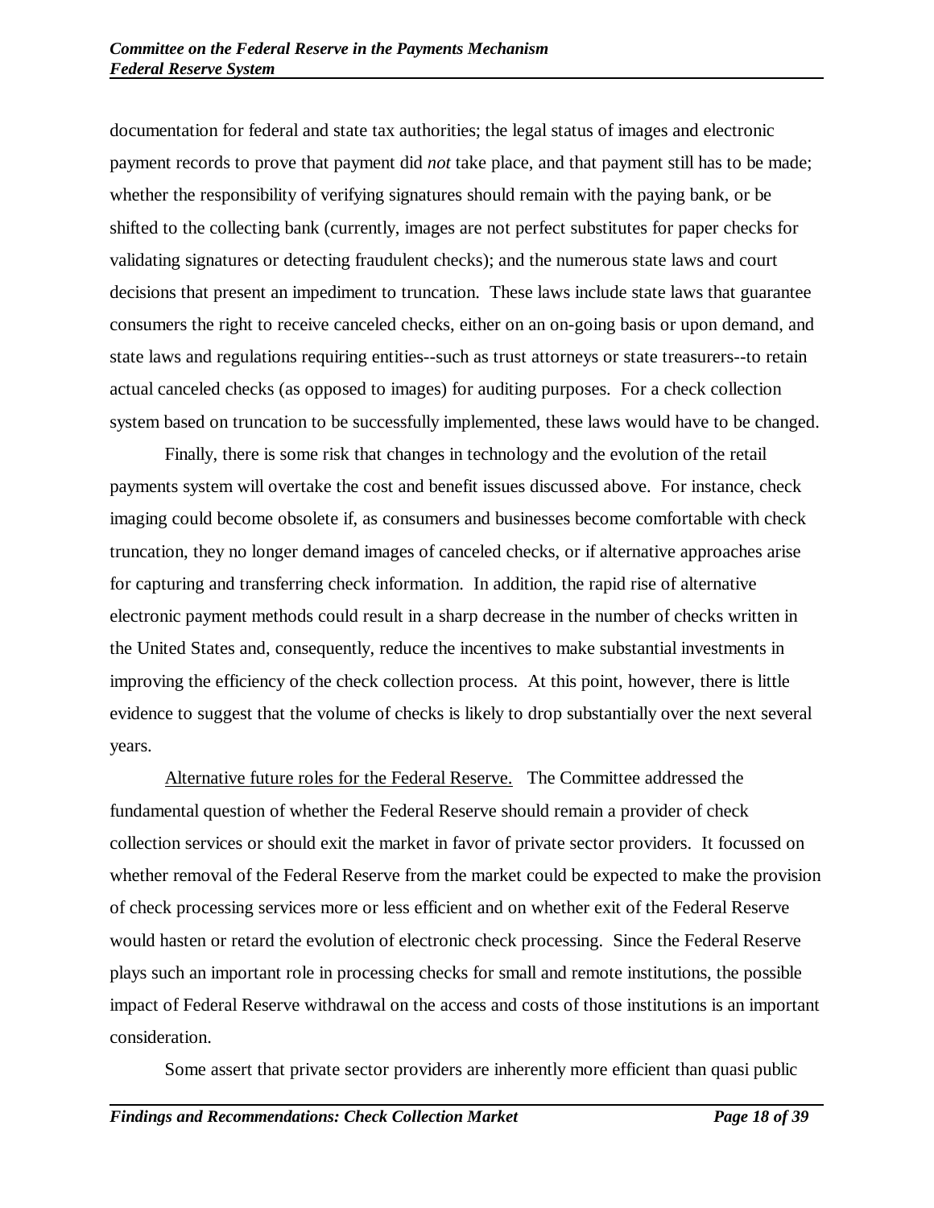documentation for federal and state tax authorities; the legal status of images and electronic payment records to prove that payment did *not* take place, and that payment still has to be made; whether the responsibility of verifying signatures should remain with the paying bank, or be shifted to the collecting bank (currently, images are not perfect substitutes for paper checks for validating signatures or detecting fraudulent checks); and the numerous state laws and court decisions that present an impediment to truncation. These laws include state laws that guarantee consumers the right to receive canceled checks, either on an on-going basis or upon demand, and state laws and regulations requiring entities--such as trust attorneys or state treasurers--to retain actual canceled checks (as opposed to images) for auditing purposes. For a check collection system based on truncation to be successfully implemented, these laws would have to be changed.

Finally, there is some risk that changes in technology and the evolution of the retail payments system will overtake the cost and benefit issues discussed above. For instance, check imaging could become obsolete if, as consumers and businesses become comfortable with check truncation, they no longer demand images of canceled checks, or if alternative approaches arise for capturing and transferring check information. In addition, the rapid rise of alternative electronic payment methods could result in a sharp decrease in the number of checks written in the United States and, consequently, reduce the incentives to make substantial investments in improving the efficiency of the check collection process. At this point, however, there is little evidence to suggest that the volume of checks is likely to drop substantially over the next several years.

Alternative future roles for the Federal Reserve. The Committee addressed the fundamental question of whether the Federal Reserve should remain a provider of check collection services or should exit the market in favor of private sector providers. It focussed on whether removal of the Federal Reserve from the market could be expected to make the provision of check processing services more or less efficient and on whether exit of the Federal Reserve would hasten or retard the evolution of electronic check processing. Since the Federal Reserve plays such an important role in processing checks for small and remote institutions, the possible impact of Federal Reserve withdrawal on the access and costs of those institutions is an important consideration.

Some assert that private sector providers are inherently more efficient than quasi public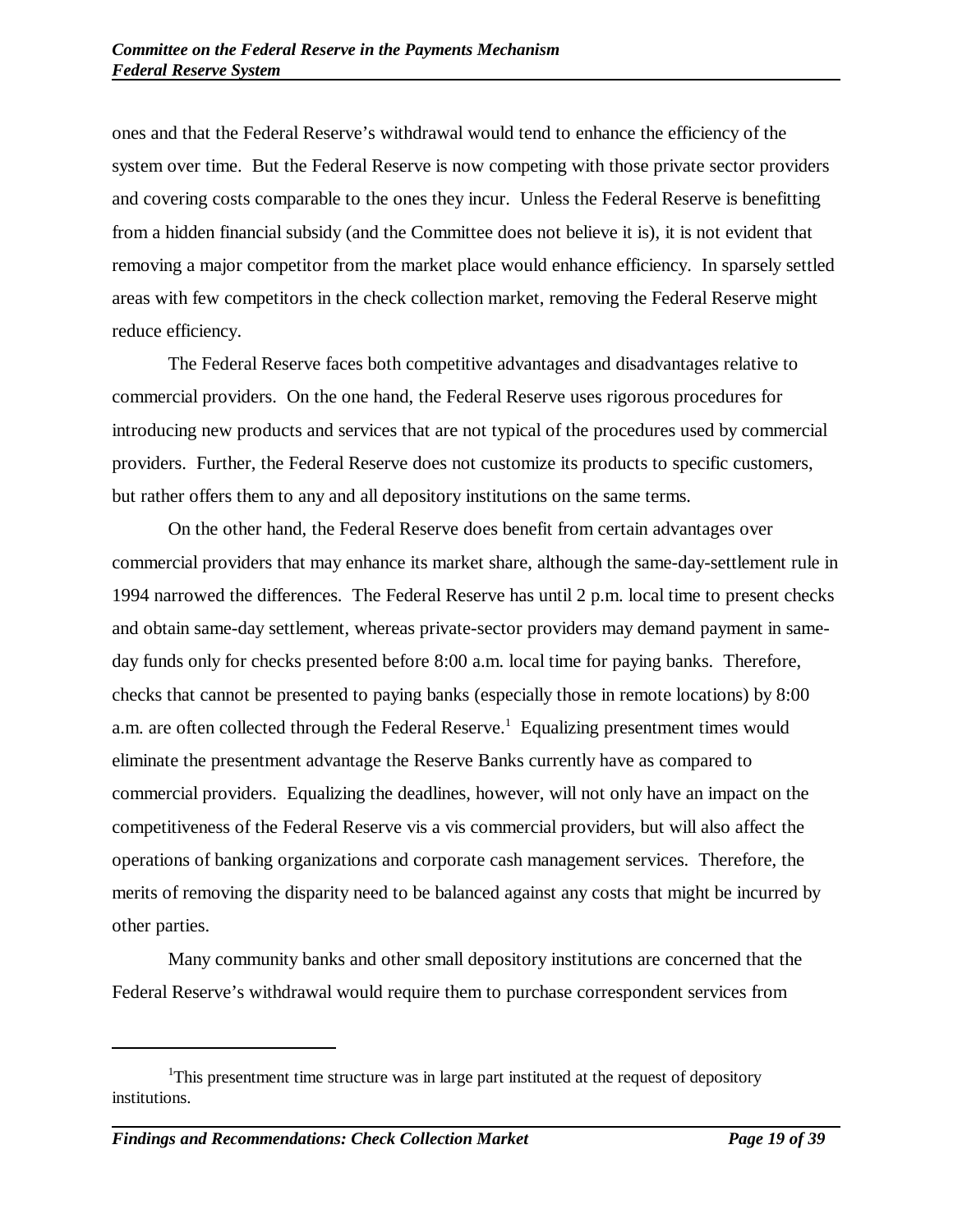ones and that the Federal Reserve's withdrawal would tend to enhance the efficiency of the system over time. But the Federal Reserve is now competing with those private sector providers and covering costs comparable to the ones they incur. Unless the Federal Reserve is benefitting from a hidden financial subsidy (and the Committee does not believe it is), it is not evident that removing a major competitor from the market place would enhance efficiency. In sparsely settled areas with few competitors in the check collection market, removing the Federal Reserve might reduce efficiency.

The Federal Reserve faces both competitive advantages and disadvantages relative to commercial providers. On the one hand, the Federal Reserve uses rigorous procedures for introducing new products and services that are not typical of the procedures used by commercial providers. Further, the Federal Reserve does not customize its products to specific customers, but rather offers them to any and all depository institutions on the same terms.

On the other hand, the Federal Reserve does benefit from certain advantages over commercial providers that may enhance its market share, although the same-day-settlement rule in 1994 narrowed the differences. The Federal Reserve has until 2 p.m. local time to present checks and obtain same-day settlement, whereas private-sector providers may demand payment in same-day funds only for checks presented before 8:00 a.m. local time for paying banks. Therefore, checks that cannot be presented to paying banks (especially those in remote locations) by 8:00 a.m. are often collected through the Federal Reserve.[1] Equalizing presentment times would eliminate the presentment advantage the Reserve Banks currently have as compared to commercial providers. Equalizing the deadlines, however, will not only have an impact on the competitiveness of the Federal Reserve vis a vis commercial providers, but will also affect the operations of banking organizations and corporate cash management services. Therefore, the merits of removing the disparity need to be balanced against any costs that might be incurred by other parties.

Many community banks and other small depository institutions are concerned that the Federal Reserve's withdrawal would require them to purchase correspondent services from

[1] This presentment time structure was in large part instituted at the request of depository institutions.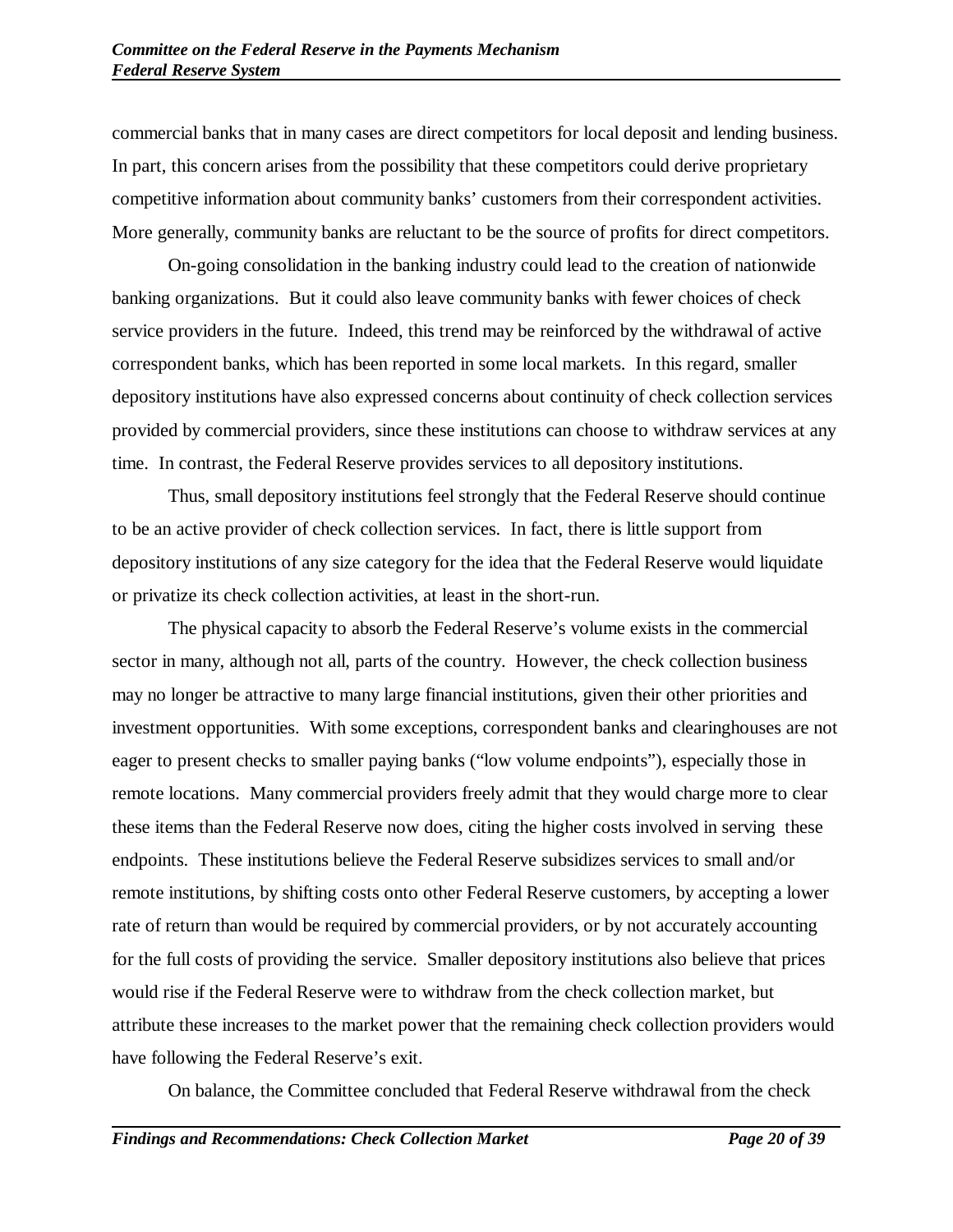commercial banks that in many cases are direct competitors for local deposit and lending business. In part, this concern arises from the possibility that these competitors could derive proprietary competitive information about community banks' customers from their correspondent activities. More generally, community banks are reluctant to be the source of profits for direct competitors.

On-going consolidation in the banking industry could lead to the creation of nationwide banking organizations. But it could also leave community banks with fewer choices of check service providers in the future. Indeed, this trend may be reinforced by the withdrawal of active correspondent banks, which has been reported in some local markets. In this regard, smaller depository institutions have also expressed concerns about continuity of check collection services provided by commercial providers, since these institutions can choose to withdraw services at any time. In contrast, the Federal Reserve provides services to all depository institutions.

Thus, small depository institutions feel strongly that the Federal Reserve should continue to be an active provider of check collection services. In fact, there is little support from depository institutions of any size category for the idea that the Federal Reserve would liquidate or privatize its check collection activities, at least in the short-run.

The physical capacity to absorb the Federal Reserve's volume exists in the commercial sector in many, although not all, parts of the country. However, the check collection business may no longer be attractive to many large financial institutions, given their other priorities and investment opportunities. With some exceptions, correspondent banks and clearinghouses are not eager to present checks to smaller paying banks ("low volume endpoints"), especially those in remote locations. Many commercial providers freely admit that they would charge more to clear these items than the Federal Reserve now does, citing the higher costs involved in serving these endpoints. These institutions believe the Federal Reserve subsidizes services to small and/or remote institutions, by shifting costs onto other Federal Reserve customers, by accepting a lower rate of return than would be required by commercial providers, or by not accurately accounting for the full costs of providing the service. Smaller depository institutions also believe that prices would rise if the Federal Reserve were to withdraw from the check collection market, but attribute these increases to the market power that the remaining check collection providers would have following the Federal Reserve's exit.

On balance, the Committee concluded that Federal Reserve withdrawal from the check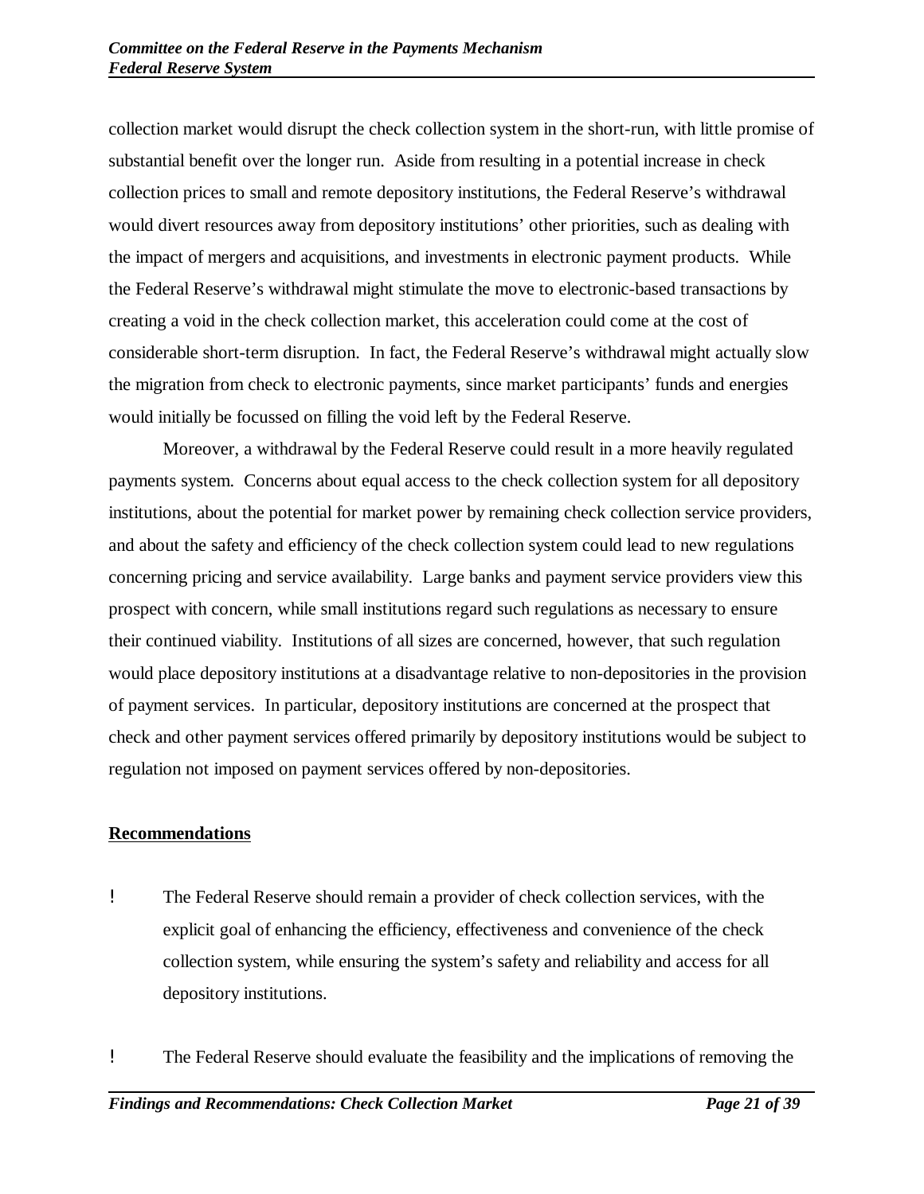collection market would disrupt the check collection system in the short-run, with little promise of substantial benefit over the longer run. Aside from resulting in a potential increase in check collection prices to small and remote depository institutions, the Federal Reserve's withdrawal would divert resources away from depository institutions' other priorities, such as dealing with the impact of mergers and acquisitions, and investments in electronic payment products. While the Federal Reserve's withdrawal might stimulate the move to electronic-based transactions by creating a void in the check collection market, this acceleration could come at the cost of considerable short-term disruption. In fact, the Federal Reserve's withdrawal might actually slow the migration from check to electronic payments, since market participants' funds and energies would initially be focussed on filling the void left by the Federal Reserve.

Moreover, a withdrawal by the Federal Reserve could result in a more heavily regulated payments system. Concerns about equal access to the check collection system for all depository institutions, about the potential for market power by remaining check collection service providers, and about the safety and efficiency of the check collection system could lead to new regulations concerning pricing and service availability. Large banks and payment service providers view this prospect with concern, while small institutions regard such regulations as necessary to ensure their continued viability. Institutions of all sizes are concerned, however, that such regulation would place depository institutions at a disadvantage relative to non-depositories in the provision of payment services. In particular, depository institutions are concerned at the prospect that check and other payment services offered primarily by depository institutions would be subject to regulation not imposed on payment services offered by non-depositories.

**Recommendations**

- The Federal Reserve should remain a provider of check collection services, with the explicit goal of enhancing the efficiency, effectiveness and convenience of the check collection system, while ensuring the system's safety and reliability and access for all depository institutions.

- The Federal Reserve should evaluate the feasibility and the implications of removing the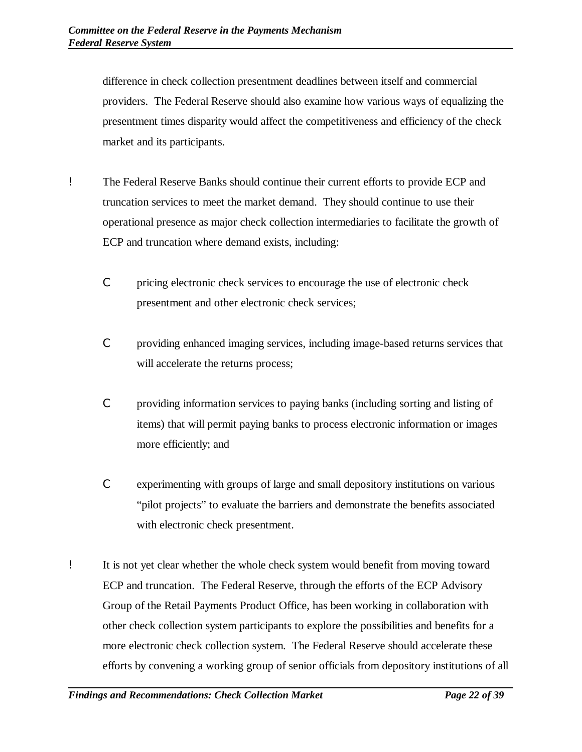difference in check collection presentment deadlines between itself and commercial providers. The Federal Reserve should also examine how various ways of equalizing the presentment times disparity would affect the competitiveness and efficiency of the check market and its participants.

- The Federal Reserve Banks should continue their current efforts to provide ECP and truncation services to meet the market demand. They should continue to use their operational presence as major check collection intermediaries to facilitate the growth of ECP and truncation where demand exists, including:

    - pricing electronic check services to encourage the use of electronic check presentment and other electronic check services;

    - providing enhanced imaging services, including image-based returns services that will accelerate the returns process;

    - providing information services to paying banks (including sorting and listing of items) that will permit paying banks to process electronic information or images more efficiently; and

    - experimenting with groups of large and small depository institutions on various "pilot projects" to evaluate the barriers and demonstrate the benefits associated with electronic check presentment.

- It is not yet clear whether the whole check system would benefit from moving toward ECP and truncation. The Federal Reserve, through the efforts of the ECP Advisory Group of the Retail Payments Product Office, has been working in collaboration with other check collection system participants to explore the possibilities and benefits for a more electronic check collection system. The Federal Reserve should accelerate these efforts by convening a working group of senior officials from depository institutions of all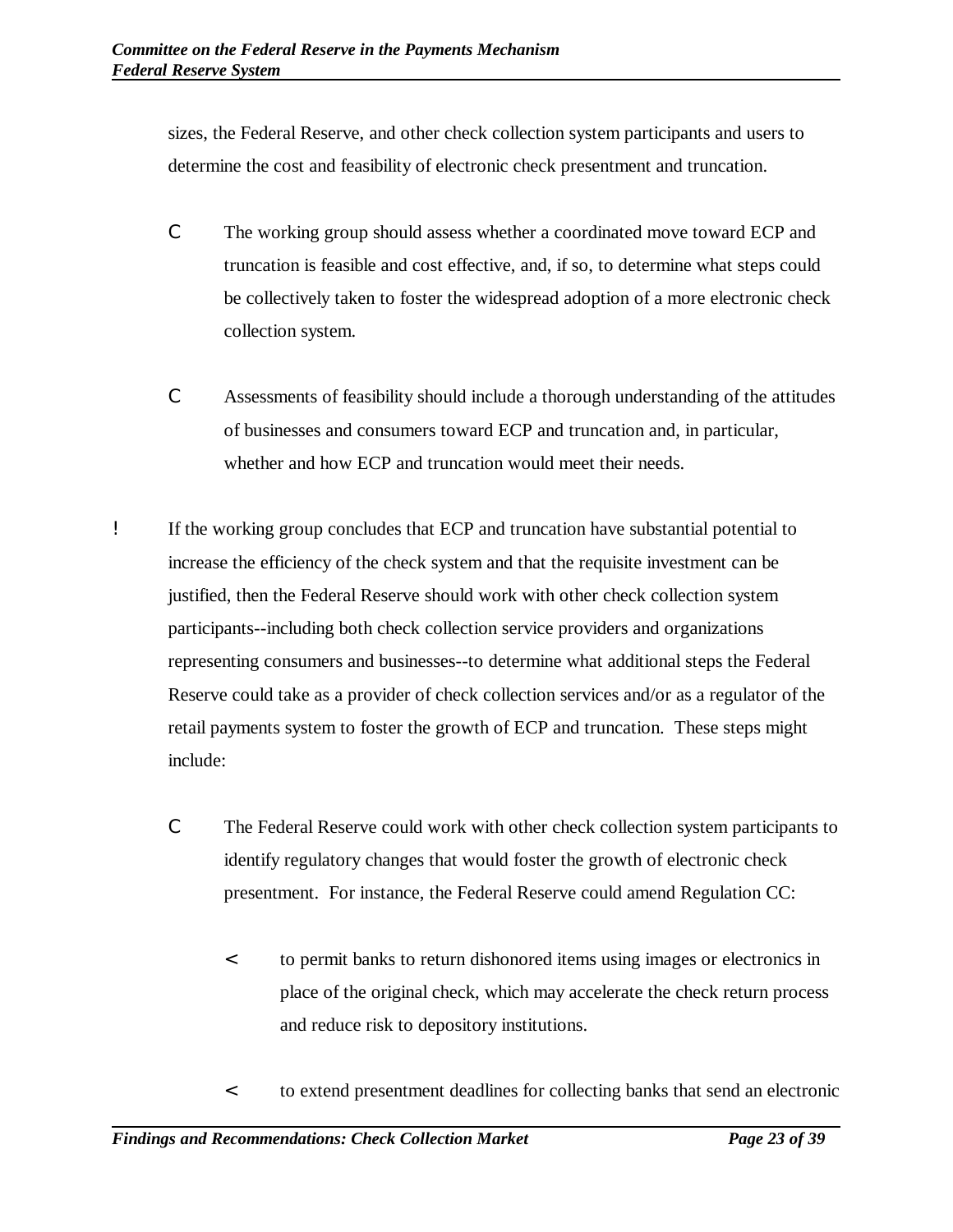sizes, the Federal Reserve, and other check collection system participants and users to determine the cost and feasibility of electronic check presentment and truncation.

- The working group should assess whether a coordinated move toward ECP and truncation is feasible and cost effective, and, if so, to determine what steps could be collectively taken to foster the widespread adoption of a more electronic check collection system.

- Assessments of feasibility should include a thorough understanding of the attitudes of businesses and consumers toward ECP and truncation and, in particular, whether and how ECP and truncation would meet their needs.

- If the working group concludes that ECP and truncation have substantial potential to increase the efficiency of the check system and that the requisite investment can be justified, then the Federal Reserve should work with other check collection system participants--including both check collection service providers and organizations representing consumers and businesses--to determine what additional steps the Federal Reserve could take as a provider of check collection services and/or as a regulator of the retail payments system to foster the growth of ECP and truncation. These steps might include:

  - The Federal Reserve could work with other check collection system participants to identify regulatory changes that would foster the growth of electronic check presentment. For instance, the Federal Reserve could amend Regulation CC:

    - to permit banks to return dishonored items using images or electronics in place of the original check, which may accelerate the check return process and reduce risk to depository institutions.

    - to extend presentment deadlines for collecting banks that send an electronic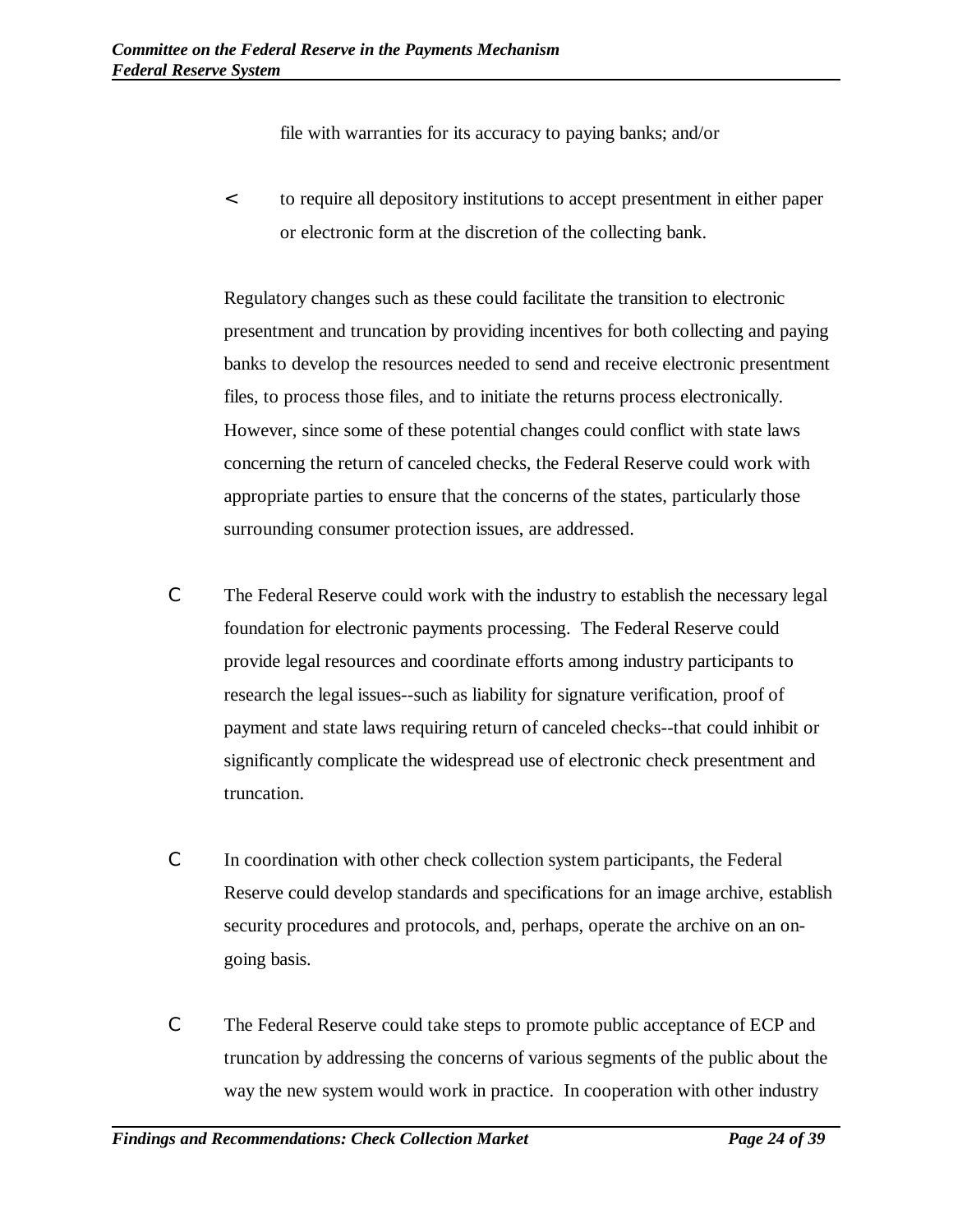file with warranties for its accuracy to paying banks; and/or

- to require all depository institutions to accept presentment in either paper or electronic form at the discretion of the collecting bank.

Regulatory changes such as these could facilitate the transition to electronic presentment and truncation by providing incentives for both collecting and paying banks to develop the resources needed to send and receive electronic presentment files, to process those files, and to initiate the returns process electronically. However, since some of these potential changes could conflict with state laws concerning the return of canceled checks, the Federal Reserve could work with appropriate parties to ensure that the concerns of the states, particularly those surrounding consumer protection issues, are addressed.

- The Federal Reserve could work with the industry to establish the necessary legal foundation for electronic payments processing. The Federal Reserve could provide legal resources and coordinate efforts among industry participants to research the legal issues--such as liability for signature verification, proof of payment and state laws requiring return of canceled checks--that could inhibit or significantly complicate the widespread use of electronic check presentment and truncation.

- In coordination with other check collection system participants, the Federal Reserve could develop standards and specifications for an image archive, establish security procedures and protocols, and, perhaps, operate the archive on an on-going basis.

- The Federal Reserve could take steps to promote public acceptance of ECP and truncation by addressing the concerns of various segments of the public about the way the new system would work in practice. In cooperation with other industry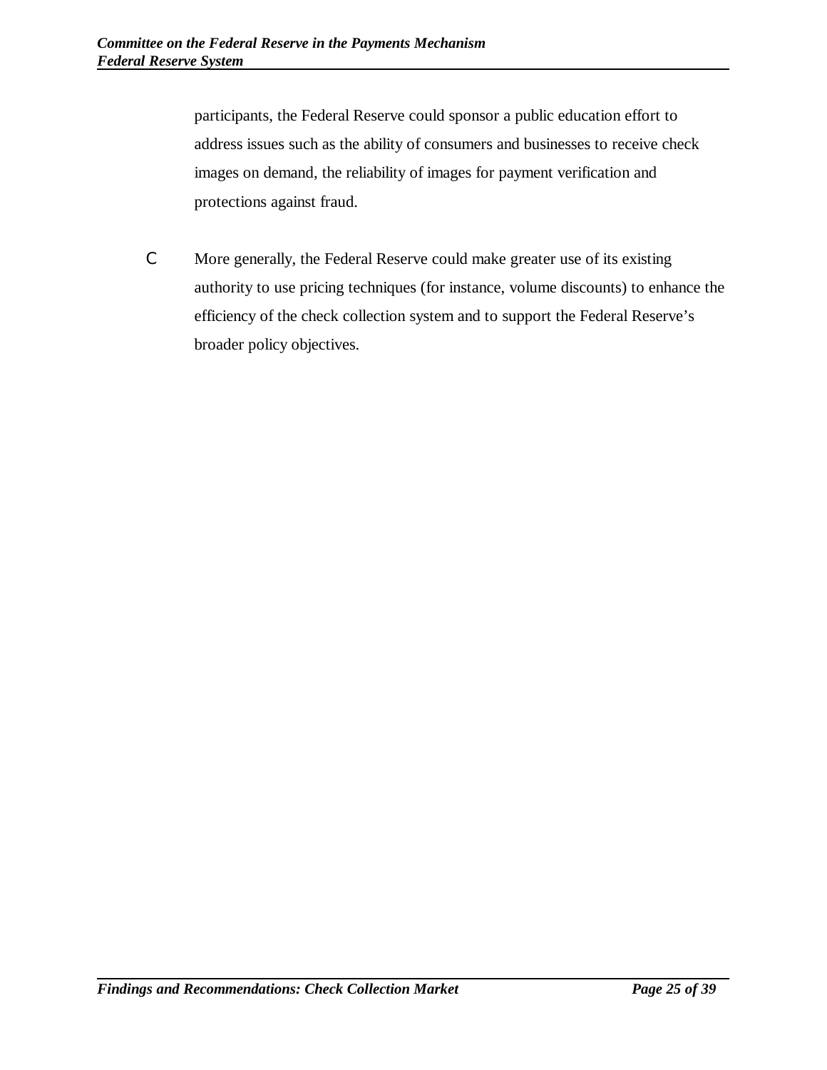participants, the Federal Reserve could sponsor a public education effort to address issues such as the ability of consumers and businesses to receive check images on demand, the reliability of images for payment verification and protections against fraud.

- More generally, the Federal Reserve could make greater use of its existing authority to use pricing techniques (for instance, volume discounts) to enhance the efficiency of the check collection system and to support the Federal Reserve's broader policy objectives.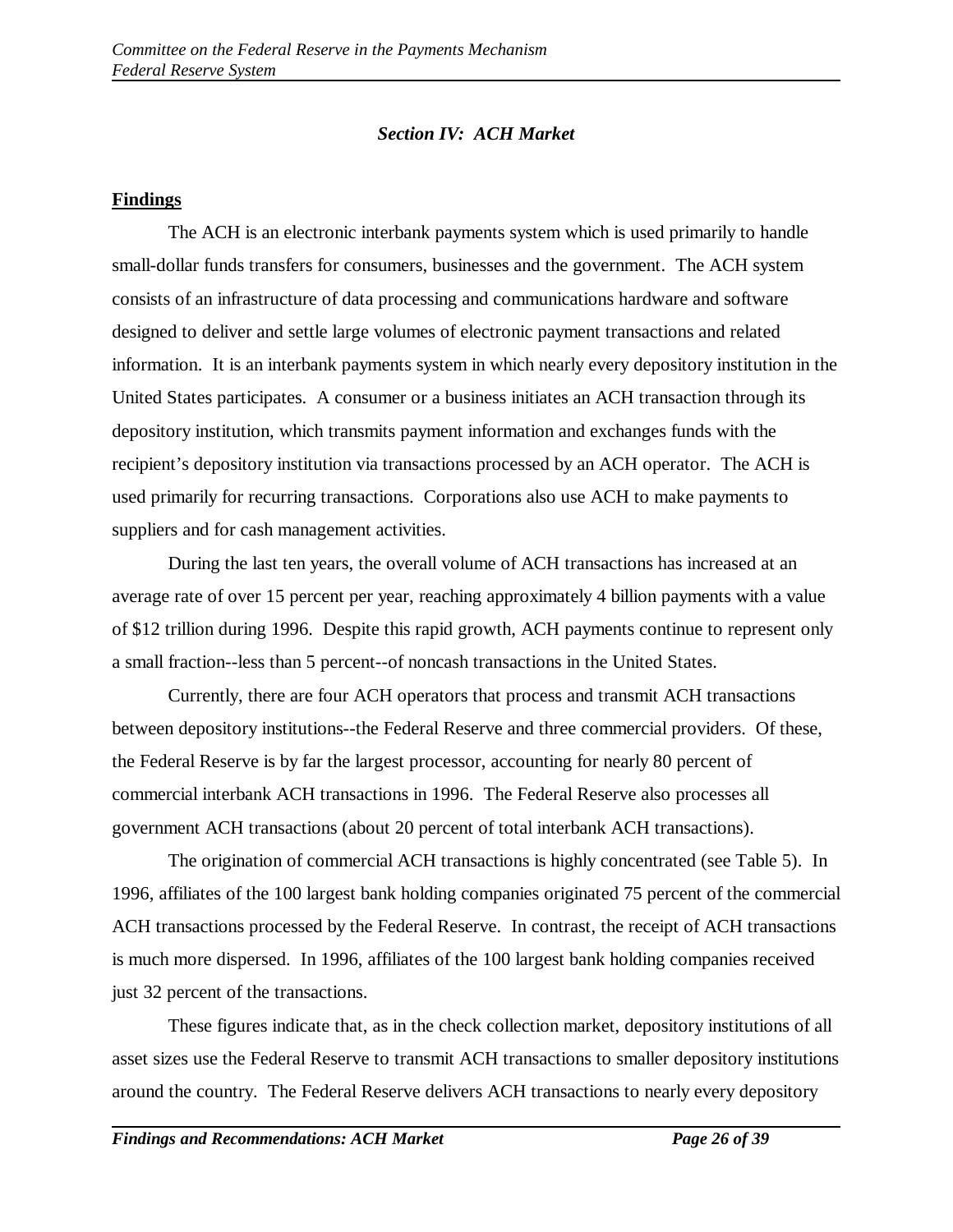## *Section IV: ACH Market*

**Findings**

The ACH is an electronic interbank payments system which is used primarily to handle small-dollar funds transfers for consumers, businesses and the government. The ACH system consists of an infrastructure of data processing and communications hardware and software designed to deliver and settle large volumes of electronic payment transactions and related information. It is an interbank payments system in which nearly every depository institution in the United States participates. A consumer or a business initiates an ACH transaction through its depository institution, which transmits payment information and exchanges funds with the recipient's depository institution via transactions processed by an ACH operator. The ACH is used primarily for recurring transactions. Corporations also use ACH to make payments to suppliers and for cash management activities.

During the last ten years, the overall volume of ACH transactions has increased at an average rate of over 15 percent per year, reaching approximately 4 billion payments with a value of $12 trillion during 1996. Despite this rapid growth, ACH payments continue to represent only a small fraction--less than 5 percent--of noncash transactions in the United States.

Currently, there are four ACH operators that process and transmit ACH transactions between depository institutions--the Federal Reserve and three commercial providers. Of these, the Federal Reserve is by far the largest processor, accounting for nearly 80 percent of commercial interbank ACH transactions in 1996. The Federal Reserve also processes all government ACH transactions (about 20 percent of total interbank ACH transactions).

The origination of commercial ACH transactions is highly concentrated (see Table 5). In 1996, affiliates of the 100 largest bank holding companies originated 75 percent of the commercial ACH transactions processed by the Federal Reserve. In contrast, the receipt of ACH transactions is much more dispersed. In 1996, affiliates of the 100 largest bank holding companies received just 32 percent of the transactions.

These figures indicate that, as in the check collection market, depository institutions of all asset sizes use the Federal Reserve to transmit ACH transactions to smaller depository institutions around the country. The Federal Reserve delivers ACH transactions to nearly every depository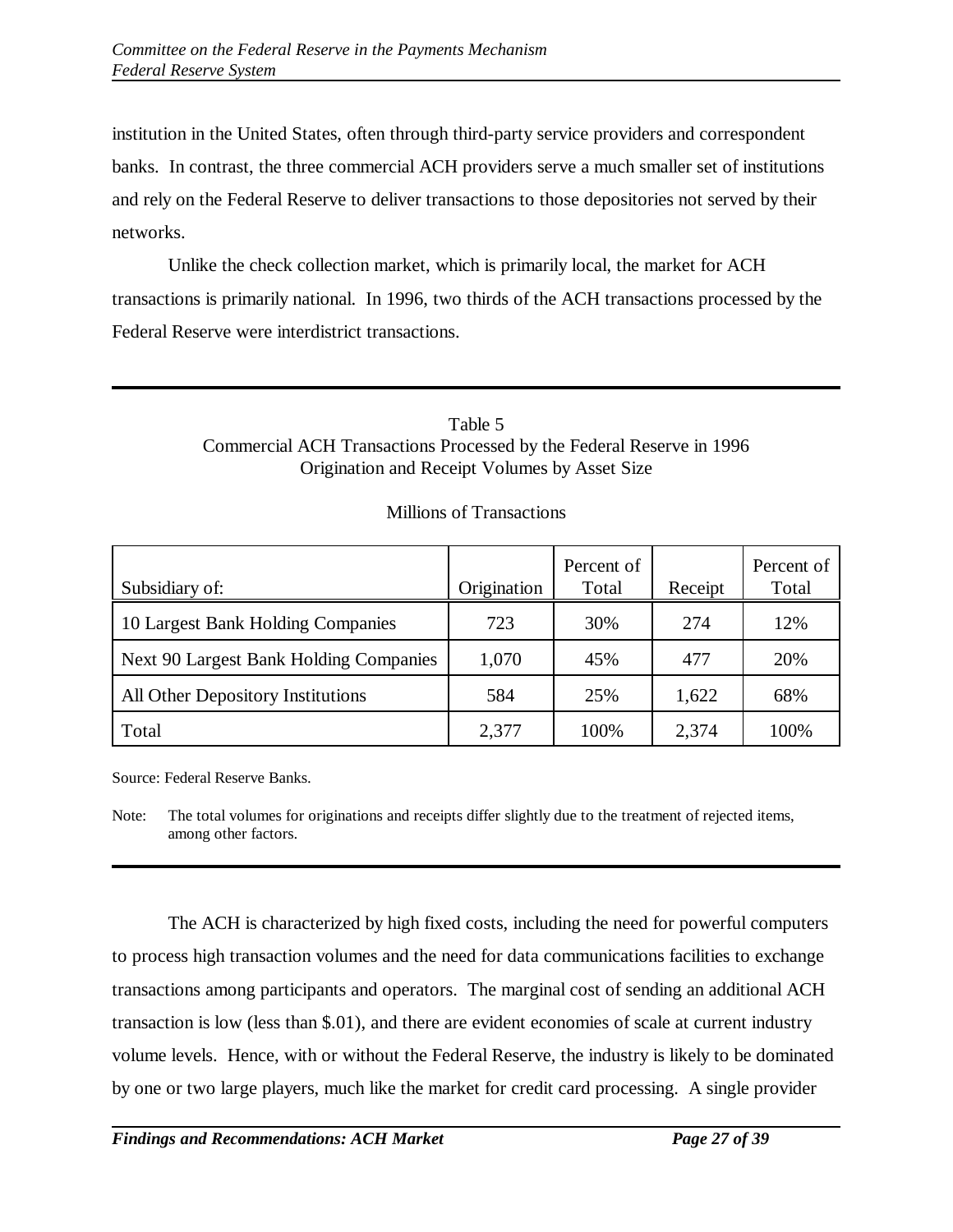institution in the United States, often through third-party service providers and correspondent banks. In contrast, the three commercial ACH providers serve a much smaller set of institutions and rely on the Federal Reserve to deliver transactions to those depositories not served by their networks.

Unlike the check collection market, which is primarily local, the market for ACH transactions is primarily national. In 1996, two thirds of the ACH transactions processed by the Federal Reserve were interdistrict transactions.

Table 5
Commercial ACH Transactions Processed by the Federal Reserve in 1996
Origination and Receipt Volumes by Asset Size

Millions of Transactions

| Subsidiary of: | Origination | Percent of Total | Receipt | Percent of Total |
|---|---|---|---|---|
| 10 Largest Bank Holding Companies | 723 | 30% | 274 | 12% |
| Next 90 Largest Bank Holding Companies | 1,070 | 45% | 477 | 20% |
| All Other Depository Institutions | 584 | 25% | 1,622 | 68% |
| Total | 2,377 | 100% | 2,374 | 100% |

Source: Federal Reserve Banks.

Note: The total volumes for originations and receipts differ slightly due to the treatment of rejected items, among other factors.

The ACH is characterized by high fixed costs, including the need for powerful computers to process high transaction volumes and the need for data communications facilities to exchange transactions among participants and operators. The marginal cost of sending an additional ACH transaction is low (less than $.01), and there are evident economies of scale at current industry volume levels. Hence, with or without the Federal Reserve, the industry is likely to be dominated by one or two large players, much like the market for credit card processing. A single provider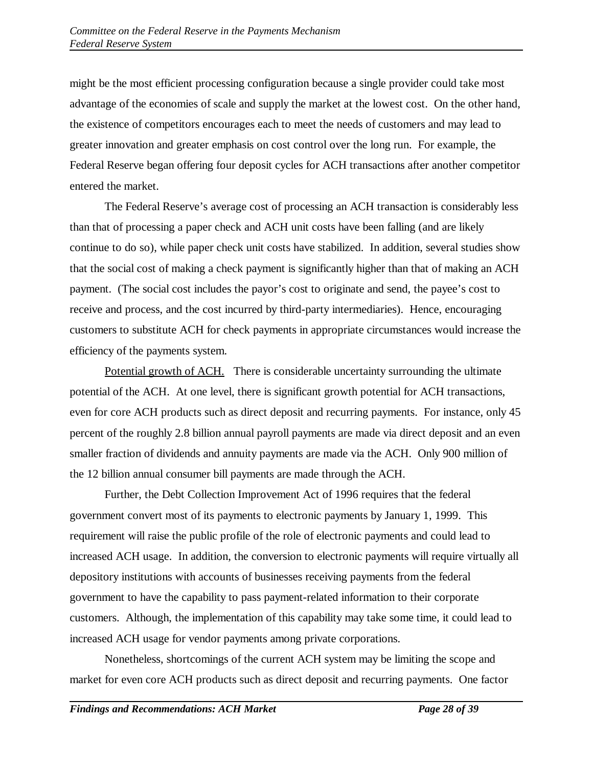might be the most efficient processing configuration because a single provider could take most advantage of the economies of scale and supply the market at the lowest cost. On the other hand, the existence of competitors encourages each to meet the needs of customers and may lead to greater innovation and greater emphasis on cost control over the long run. For example, the Federal Reserve began offering four deposit cycles for ACH transactions after another competitor entered the market.

The Federal Reserve's average cost of processing an ACH transaction is considerably less than that of processing a paper check and ACH unit costs have been falling (and are likely continue to do so), while paper check unit costs have stabilized. In addition, several studies show that the social cost of making a check payment is significantly higher than that of making an ACH payment. (The social cost includes the payor's cost to originate and send, the payee's cost to receive and process, and the cost incurred by third-party intermediaries). Hence, encouraging customers to substitute ACH for check payments in appropriate circumstances would increase the efficiency of the payments system.

Potential growth of ACH. There is considerable uncertainty surrounding the ultimate potential of the ACH. At one level, there is significant growth potential for ACH transactions, even for core ACH products such as direct deposit and recurring payments. For instance, only 45 percent of the roughly 2.8 billion annual payroll payments are made via direct deposit and an even smaller fraction of dividends and annuity payments are made via the ACH. Only 900 million of the 12 billion annual consumer bill payments are made through the ACH.

Further, the Debt Collection Improvement Act of 1996 requires that the federal government convert most of its payments to electronic payments by January 1, 1999. This requirement will raise the public profile of the role of electronic payments and could lead to increased ACH usage. In addition, the conversion to electronic payments will require virtually all depository institutions with accounts of businesses receiving payments from the federal government to have the capability to pass payment-related information to their corporate customers. Although, the implementation of this capability may take some time, it could lead to increased ACH usage for vendor payments among private corporations.

Nonetheless, shortcomings of the current ACH system may be limiting the scope and market for even core ACH products such as direct deposit and recurring payments. One factor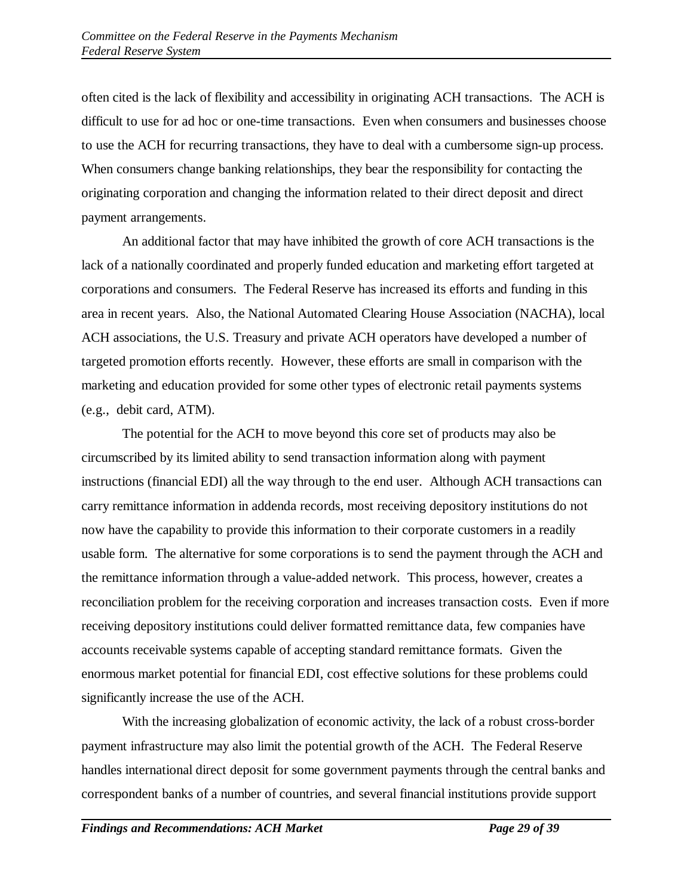often cited is the lack of flexibility and accessibility in originating ACH transactions. The ACH is difficult to use for ad hoc or one-time transactions. Even when consumers and businesses choose to use the ACH for recurring transactions, they have to deal with a cumbersome sign-up process. When consumers change banking relationships, they bear the responsibility for contacting the originating corporation and changing the information related to their direct deposit and direct payment arrangements.

An additional factor that may have inhibited the growth of core ACH transactions is the lack of a nationally coordinated and properly funded education and marketing effort targeted at corporations and consumers. The Federal Reserve has increased its efforts and funding in this area in recent years. Also, the National Automated Clearing House Association (NACHA), local ACH associations, the U.S. Treasury and private ACH operators have developed a number of targeted promotion efforts recently. However, these efforts are small in comparison with the marketing and education provided for some other types of electronic retail payments systems (e.g., debit card, ATM).

The potential for the ACH to move beyond this core set of products may also be circumscribed by its limited ability to send transaction information along with payment instructions (financial EDI) all the way through to the end user. Although ACH transactions can carry remittance information in addenda records, most receiving depository institutions do not now have the capability to provide this information to their corporate customers in a readily usable form. The alternative for some corporations is to send the payment through the ACH and the remittance information through a value-added network. This process, however, creates a reconciliation problem for the receiving corporation and increases transaction costs. Even if more receiving depository institutions could deliver formatted remittance data, few companies have accounts receivable systems capable of accepting standard remittance formats. Given the enormous market potential for financial EDI, cost effective solutions for these problems could significantly increase the use of the ACH.

With the increasing globalization of economic activity, the lack of a robust cross-border payment infrastructure may also limit the potential growth of the ACH. The Federal Reserve handles international direct deposit for some government payments through the central banks and correspondent banks of a number of countries, and several financial institutions provide support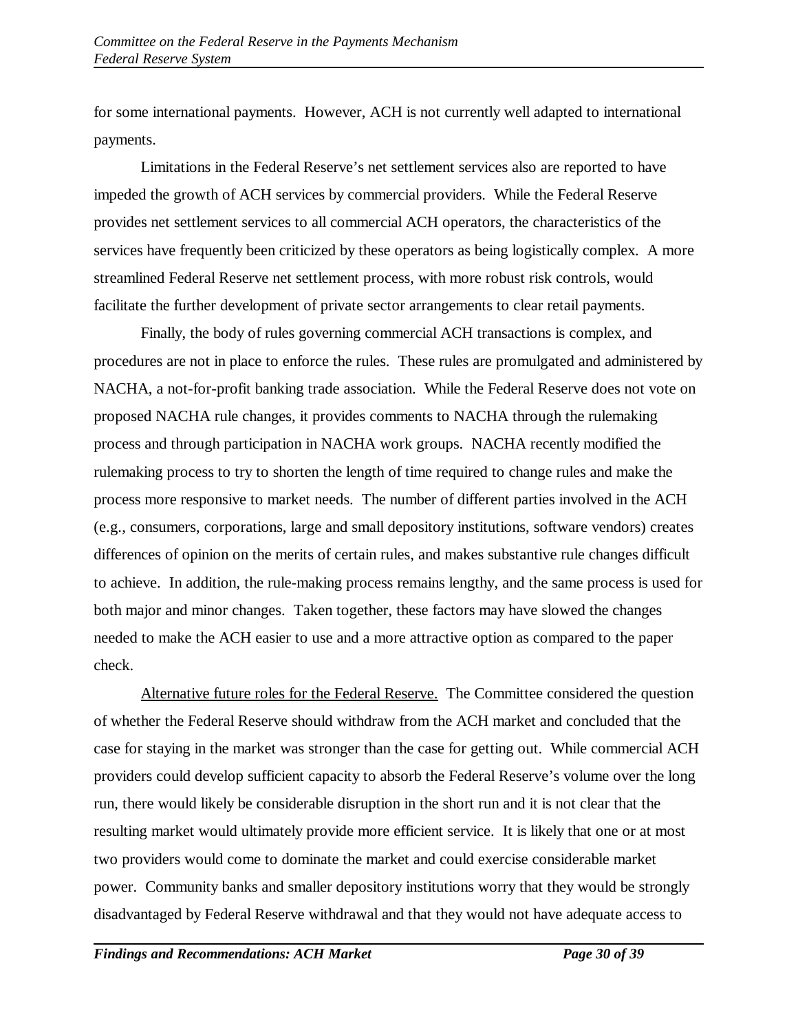for some international payments. However, ACH is not currently well adapted to international payments.

Limitations in the Federal Reserve's net settlement services also are reported to have impeded the growth of ACH services by commercial providers. While the Federal Reserve provides net settlement services to all commercial ACH operators, the characteristics of the services have frequently been criticized by these operators as being logistically complex. A more streamlined Federal Reserve net settlement process, with more robust risk controls, would facilitate the further development of private sector arrangements to clear retail payments.

Finally, the body of rules governing commercial ACH transactions is complex, and procedures are not in place to enforce the rules. These rules are promulgated and administered by NACHA, a not-for-profit banking trade association. While the Federal Reserve does not vote on proposed NACHA rule changes, it provides comments to NACHA through the rulemaking process and through participation in NACHA work groups. NACHA recently modified the rulemaking process to try to shorten the length of time required to change rules and make the process more responsive to market needs. The number of different parties involved in the ACH (e.g., consumers, corporations, large and small depository institutions, software vendors) creates differences of opinion on the merits of certain rules, and makes substantive rule changes difficult to achieve. In addition, the rule-making process remains lengthy, and the same process is used for both major and minor changes. Taken together, these factors may have slowed the changes needed to make the ACH easier to use and a more attractive option as compared to the paper check.

<u>Alternative future roles for the Federal Reserve.</u> The Committee considered the question of whether the Federal Reserve should withdraw from the ACH market and concluded that the case for staying in the market was stronger than the case for getting out. While commercial ACH providers could develop sufficient capacity to absorb the Federal Reserve's volume over the long run, there would likely be considerable disruption in the short run and it is not clear that the resulting market would ultimately provide more efficient service. It is likely that one or at most two providers would come to dominate the market and could exercise considerable market power. Community banks and smaller depository institutions worry that they would be strongly disadvantaged by Federal Reserve withdrawal and that they would not have adequate access to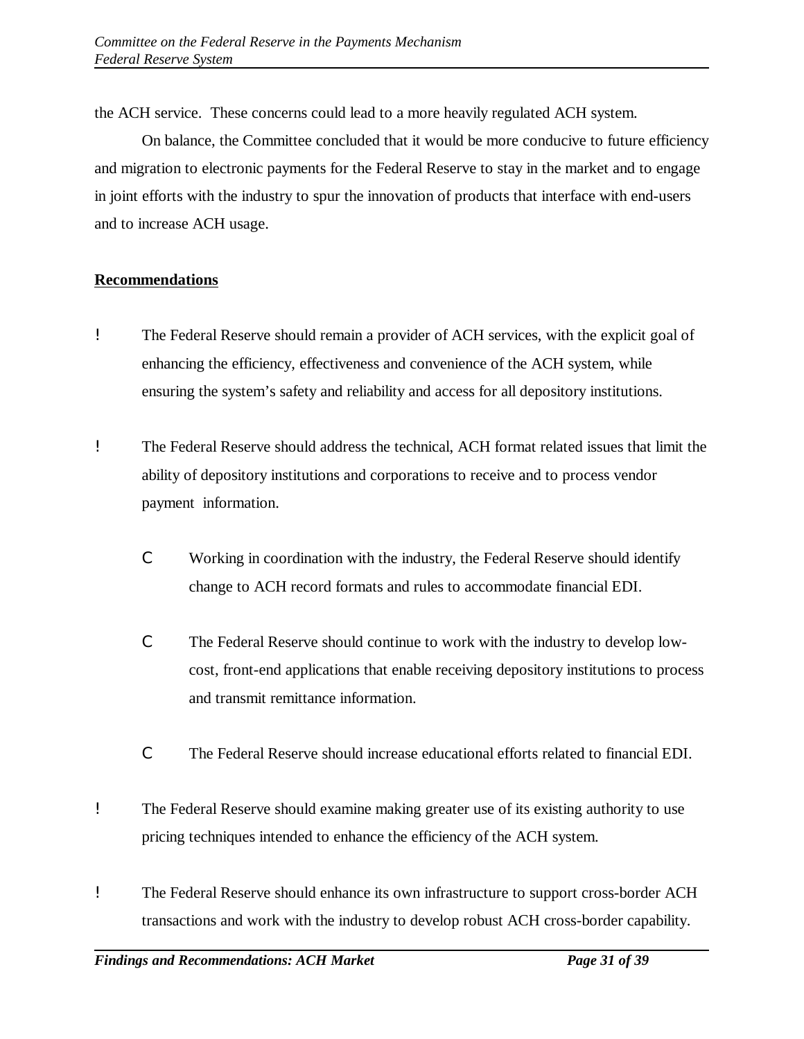the ACH service. These concerns could lead to a more heavily regulated ACH system.

On balance, the Committee concluded that it would be more conducive to future efficiency and migration to electronic payments for the Federal Reserve to stay in the market and to engage in joint efforts with the industry to spur the innovation of products that interface with end-users and to increase ACH usage.

**Recommendations**

- The Federal Reserve should remain a provider of ACH services, with the explicit goal of enhancing the efficiency, effectiveness and convenience of the ACH system, while ensuring the system's safety and reliability and access for all depository institutions.

- The Federal Reserve should address the technical, ACH format related issues that limit the ability of depository institutions and corporations to receive and to process vendor payment information.

  - Working in coordination with the industry, the Federal Reserve should identify change to ACH record formats and rules to accommodate financial EDI.

  - The Federal Reserve should continue to work with the industry to develop low-cost, front-end applications that enable receiving depository institutions to process and transmit remittance information.

  - The Federal Reserve should increase educational efforts related to financial EDI.

- The Federal Reserve should examine making greater use of its existing authority to use pricing techniques intended to enhance the efficiency of the ACH system.

- The Federal Reserve should enhance its own infrastructure to support cross-border ACH transactions and work with the industry to develop robust ACH cross-border capability.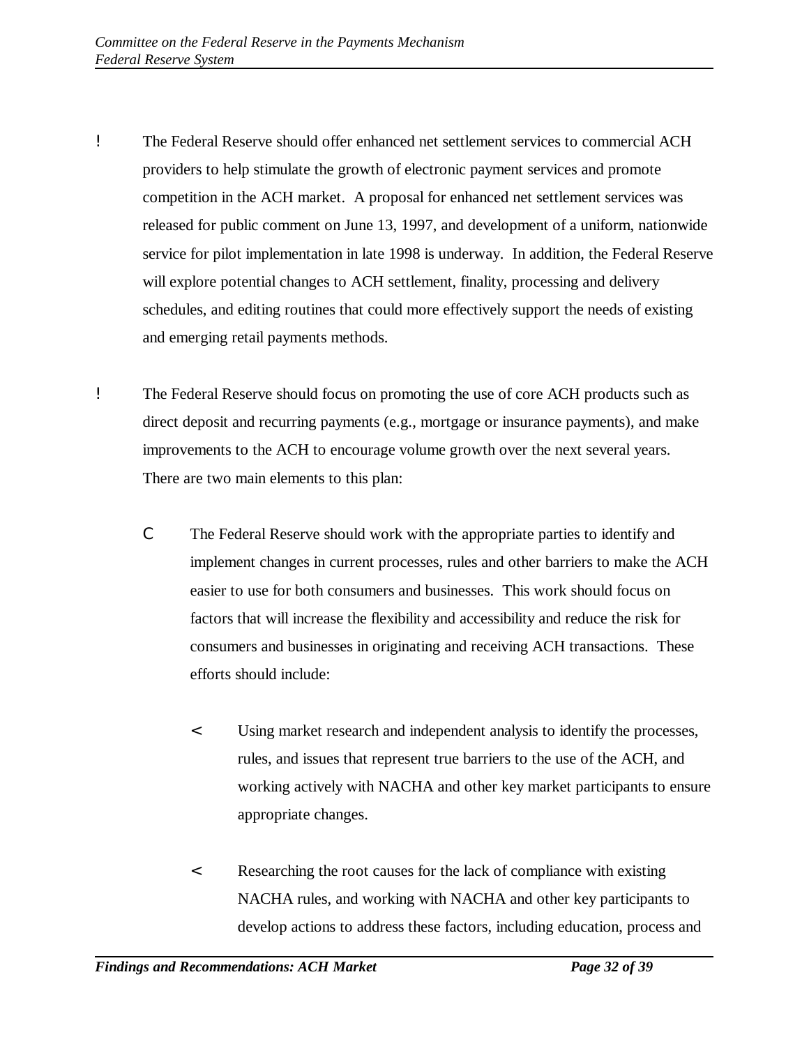- The Federal Reserve should offer enhanced net settlement services to commercial ACH providers to help stimulate the growth of electronic payment services and promote competition in the ACH market. A proposal for enhanced net settlement services was released for public comment on June 13, 1997, and development of a uniform, nationwide service for pilot implementation in late 1998 is underway. In addition, the Federal Reserve will explore potential changes to ACH settlement, finality, processing and delivery schedules, and editing routines that could more effectively support the needs of existing and emerging retail payments methods.

- The Federal Reserve should focus on promoting the use of core ACH products such as direct deposit and recurring payments (e.g., mortgage or insurance payments), and make improvements to the ACH to encourage volume growth over the next several years. There are two main elements to this plan:

  - The Federal Reserve should work with the appropriate parties to identify and implement changes in current processes, rules and other barriers to make the ACH easier to use for both consumers and businesses. This work should focus on factors that will increase the flexibility and accessibility and reduce the risk for consumers and businesses in originating and receiving ACH transactions. These efforts should include:

    - Using market research and independent analysis to identify the processes, rules, and issues that represent true barriers to the use of the ACH, and working actively with NACHA and other key market participants to ensure appropriate changes.

    - Researching the root causes for the lack of compliance with existing NACHA rules, and working with NACHA and other key participants to develop actions to address these factors, including education, process and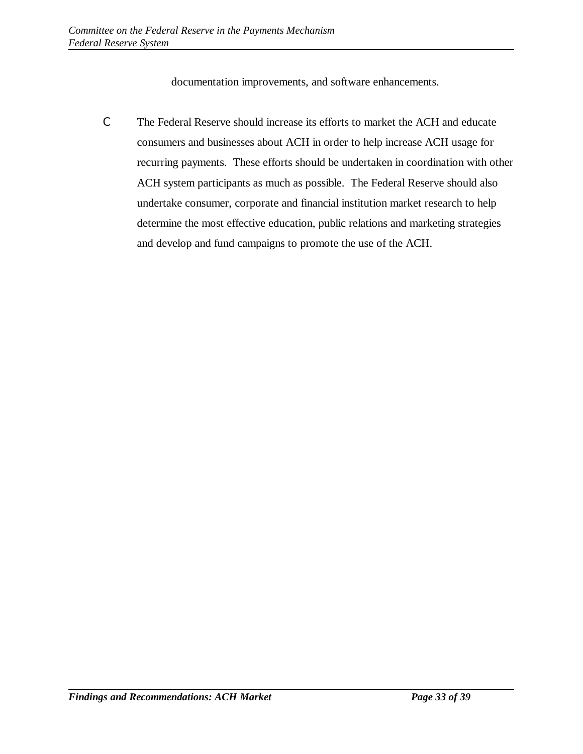documentation improvements, and software enhancements.

- The Federal Reserve should increase its efforts to market the ACH and educate consumers and businesses about ACH in order to help increase ACH usage for recurring payments. These efforts should be undertaken in coordination with other ACH system participants as much as possible. The Federal Reserve should also undertake consumer, corporate and financial institution market research to help determine the most effective education, public relations and marketing strategies and develop and fund campaigns to promote the use of the ACH.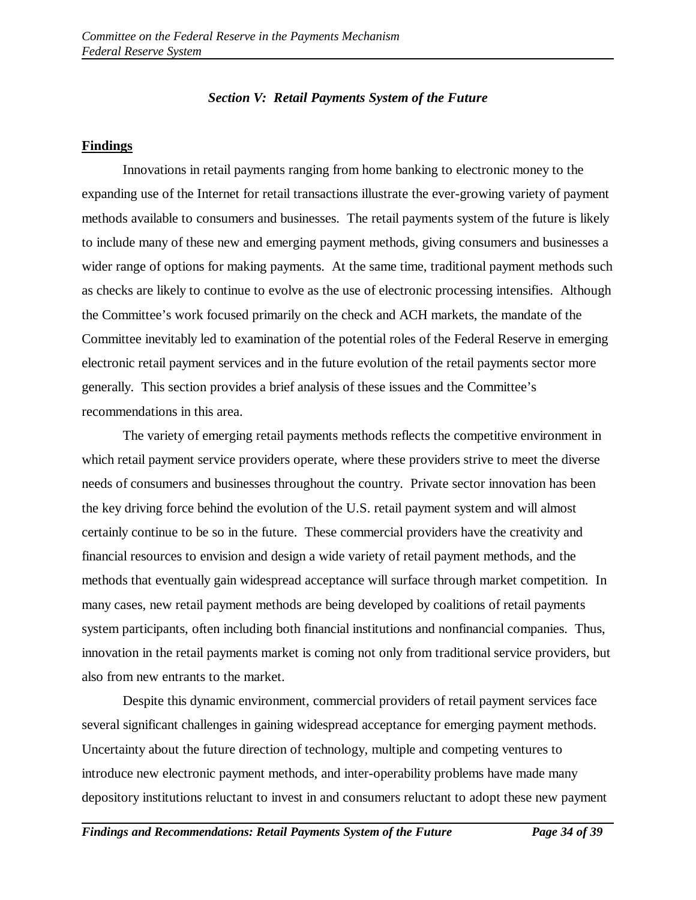### *Section V: Retail Payments System of the Future*

**Findings**

Innovations in retail payments ranging from home banking to electronic money to the expanding use of the Internet for retail transactions illustrate the ever-growing variety of payment methods available to consumers and businesses. The retail payments system of the future is likely to include many of these new and emerging payment methods, giving consumers and businesses a wider range of options for making payments. At the same time, traditional payment methods such as checks are likely to continue to evolve as the use of electronic processing intensifies. Although the Committee's work focused primarily on the check and ACH markets, the mandate of the Committee inevitably led to examination of the potential roles of the Federal Reserve in emerging electronic retail payment services and in the future evolution of the retail payments sector more generally. This section provides a brief analysis of these issues and the Committee's recommendations in this area.

The variety of emerging retail payments methods reflects the competitive environment in which retail payment service providers operate, where these providers strive to meet the diverse needs of consumers and businesses throughout the country. Private sector innovation has been the key driving force behind the evolution of the U.S. retail payment system and will almost certainly continue to be so in the future. These commercial providers have the creativity and financial resources to envision and design a wide variety of retail payment methods, and the methods that eventually gain widespread acceptance will surface through market competition. In many cases, new retail payment methods are being developed by coalitions of retail payments system participants, often including both financial institutions and nonfinancial companies. Thus, innovation in the retail payments market is coming not only from traditional service providers, but also from new entrants to the market.

Despite this dynamic environment, commercial providers of retail payment services face several significant challenges in gaining widespread acceptance for emerging payment methods. Uncertainty about the future direction of technology, multiple and competing ventures to introduce new electronic payment methods, and inter-operability problems have made many depository institutions reluctant to invest in and consumers reluctant to adopt these new payment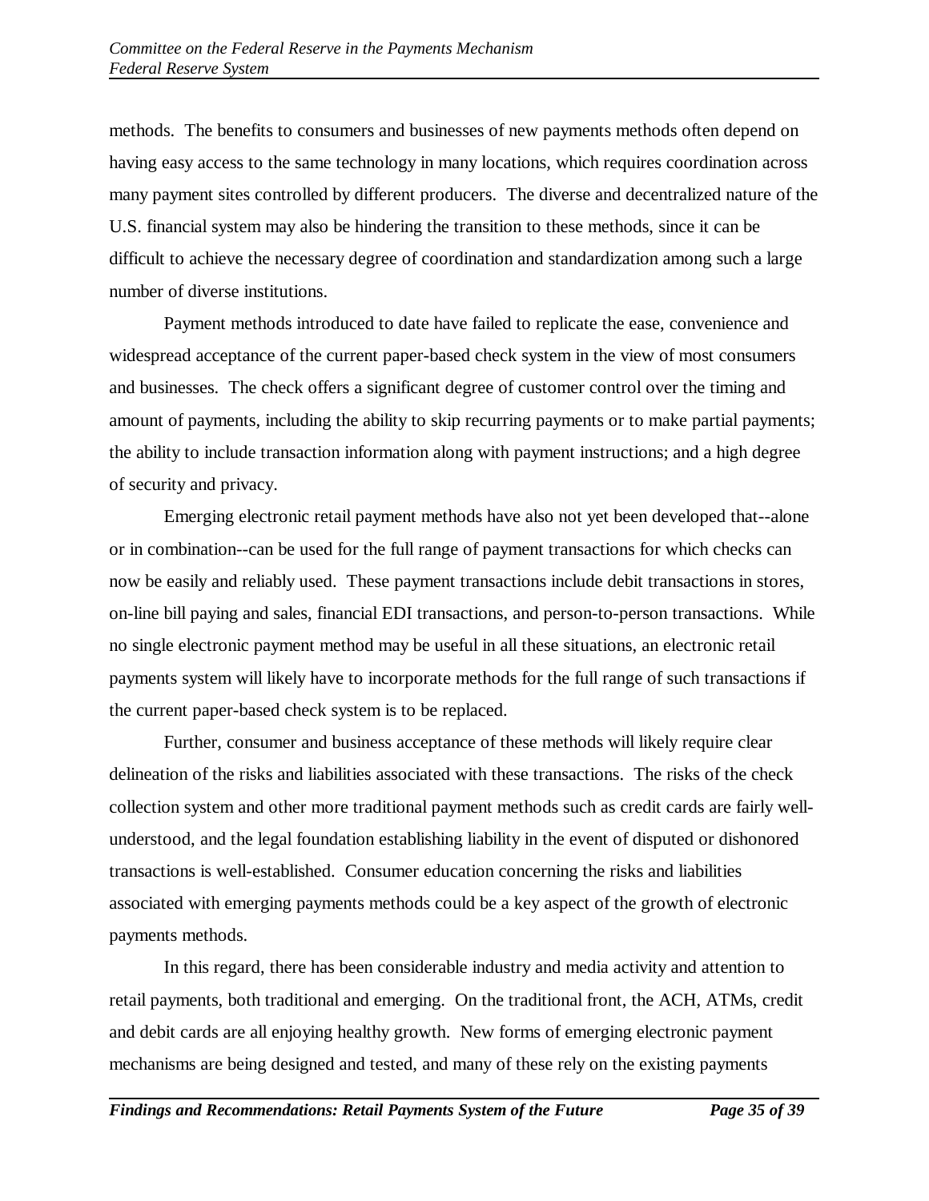methods. The benefits to consumers and businesses of new payments methods often depend on having easy access to the same technology in many locations, which requires coordination across many payment sites controlled by different producers. The diverse and decentralized nature of the U.S. financial system may also be hindering the transition to these methods, since it can be difficult to achieve the necessary degree of coordination and standardization among such a large number of diverse institutions.

Payment methods introduced to date have failed to replicate the ease, convenience and widespread acceptance of the current paper-based check system in the view of most consumers and businesses. The check offers a significant degree of customer control over the timing and amount of payments, including the ability to skip recurring payments or to make partial payments; the ability to include transaction information along with payment instructions; and a high degree of security and privacy.

Emerging electronic retail payment methods have also not yet been developed that--alone or in combination--can be used for the full range of payment transactions for which checks can now be easily and reliably used. These payment transactions include debit transactions in stores, on-line bill paying and sales, financial EDI transactions, and person-to-person transactions. While no single electronic payment method may be useful in all these situations, an electronic retail payments system will likely have to incorporate methods for the full range of such transactions if the current paper-based check system is to be replaced.

Further, consumer and business acceptance of these methods will likely require clear delineation of the risks and liabilities associated with these transactions. The risks of the check collection system and other more traditional payment methods such as credit cards are fairly well-understood, and the legal foundation establishing liability in the event of disputed or dishonored transactions is well-established. Consumer education concerning the risks and liabilities associated with emerging payments methods could be a key aspect of the growth of electronic payments methods.

In this regard, there has been considerable industry and media activity and attention to retail payments, both traditional and emerging. On the traditional front, the ACH, ATMs, credit and debit cards are all enjoying healthy growth. New forms of emerging electronic payment mechanisms are being designed and tested, and many of these rely on the existing payments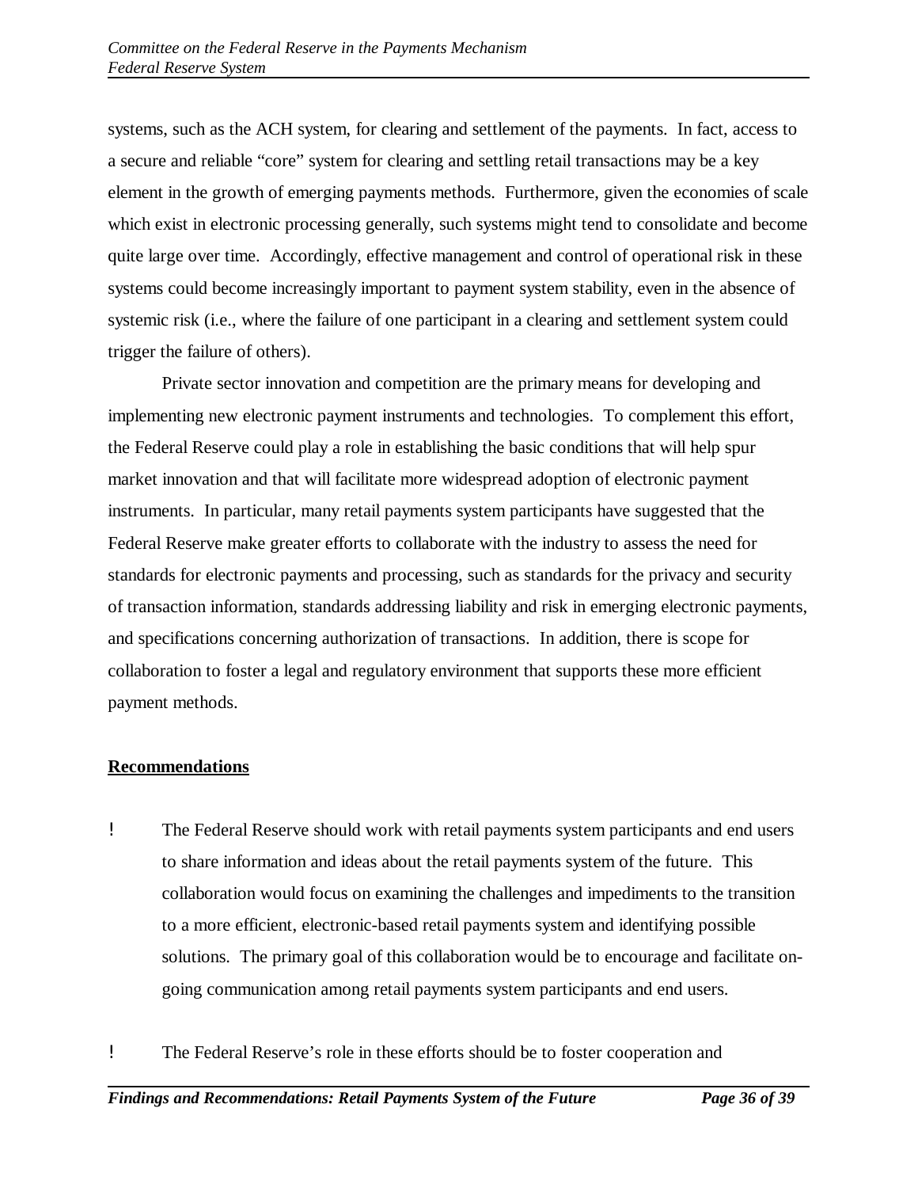systems, such as the ACH system, for clearing and settlement of the payments. In fact, access to a secure and reliable "core" system for clearing and settling retail transactions may be a key element in the growth of emerging payments methods. Furthermore, given the economies of scale which exist in electronic processing generally, such systems might tend to consolidate and become quite large over time. Accordingly, effective management and control of operational risk in these systems could become increasingly important to payment system stability, even in the absence of systemic risk (i.e., where the failure of one participant in a clearing and settlement system could trigger the failure of others).

Private sector innovation and competition are the primary means for developing and implementing new electronic payment instruments and technologies. To complement this effort, the Federal Reserve could play a role in establishing the basic conditions that will help spur market innovation and that will facilitate more widespread adoption of electronic payment instruments. In particular, many retail payments system participants have suggested that the Federal Reserve make greater efforts to collaborate with the industry to assess the need for standards for electronic payments and processing, such as standards for the privacy and security of transaction information, standards addressing liability and risk in emerging electronic payments, and specifications concerning authorization of transactions. In addition, there is scope for collaboration to foster a legal and regulatory environment that supports these more efficient payment methods.

**Recommendations**

- The Federal Reserve should work with retail payments system participants and end users to share information and ideas about the retail payments system of the future. This collaboration would focus on examining the challenges and impediments to the transition to a more efficient, electronic-based retail payments system and identifying possible solutions. The primary goal of this collaboration would be to encourage and facilitate on-going communication among retail payments system participants and end users.

- The Federal Reserve's role in these efforts should be to foster cooperation and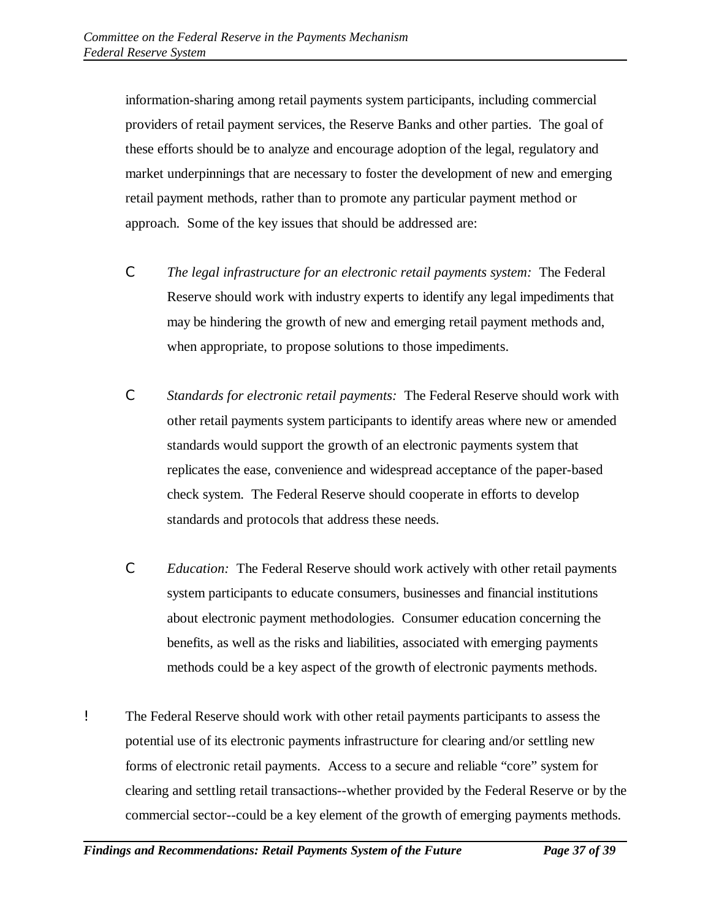information-sharing among retail payments system participants, including commercial providers of retail payment services, the Reserve Banks and other parties. The goal of these efforts should be to analyze and encourage adoption of the legal, regulatory and market underpinnings that are necessary to foster the development of new and emerging retail payment methods, rather than to promote any particular payment method or approach. Some of the key issues that should be addressed are:

- *The legal infrastructure for an electronic retail payments system:* The Federal Reserve should work with industry experts to identify any legal impediments that may be hindering the growth of new and emerging retail payment methods and, when appropriate, to propose solutions to those impediments.

- *Standards for electronic retail payments:* The Federal Reserve should work with other retail payments system participants to identify areas where new or amended standards would support the growth of an electronic payments system that replicates the ease, convenience and widespread acceptance of the paper-based check system. The Federal Reserve should cooperate in efforts to develop standards and protocols that address these needs.

- *Education:* The Federal Reserve should work actively with other retail payments system participants to educate consumers, businesses and financial institutions about electronic payment methodologies. Consumer education concerning the benefits, as well as the risks and liabilities, associated with emerging payments methods could be a key aspect of the growth of electronic payments methods.

- The Federal Reserve should work with other retail payments participants to assess the potential use of its electronic payments infrastructure for clearing and/or settling new forms of electronic retail payments. Access to a secure and reliable "core" system for clearing and settling retail transactions--whether provided by the Federal Reserve or by the commercial sector--could be a key element of the growth of emerging payments methods.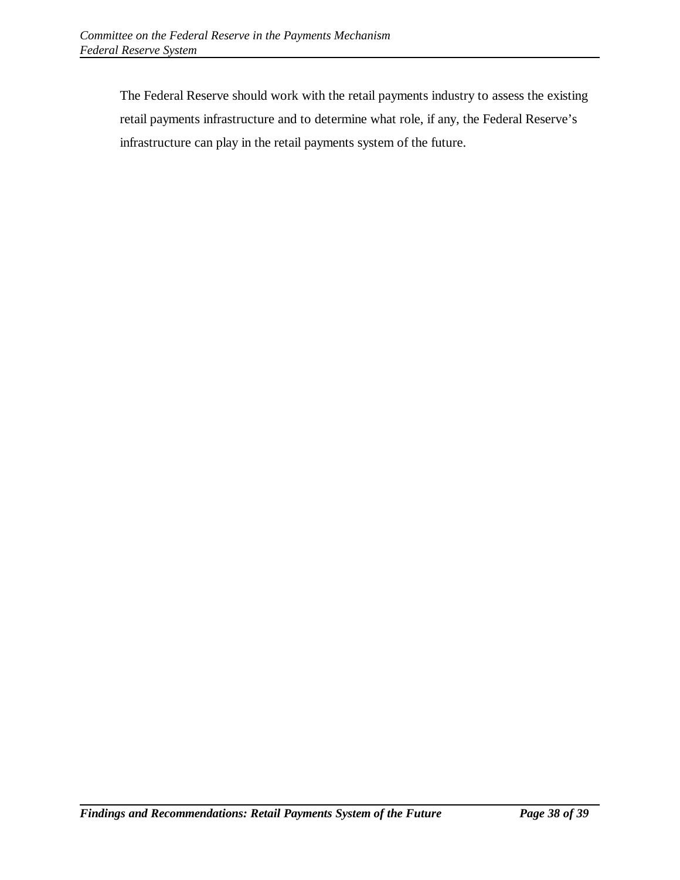The Federal Reserve should work with the retail payments industry to assess the existing retail payments infrastructure and to determine what role, if any, the Federal Reserve's infrastructure can play in the retail payments system of the future.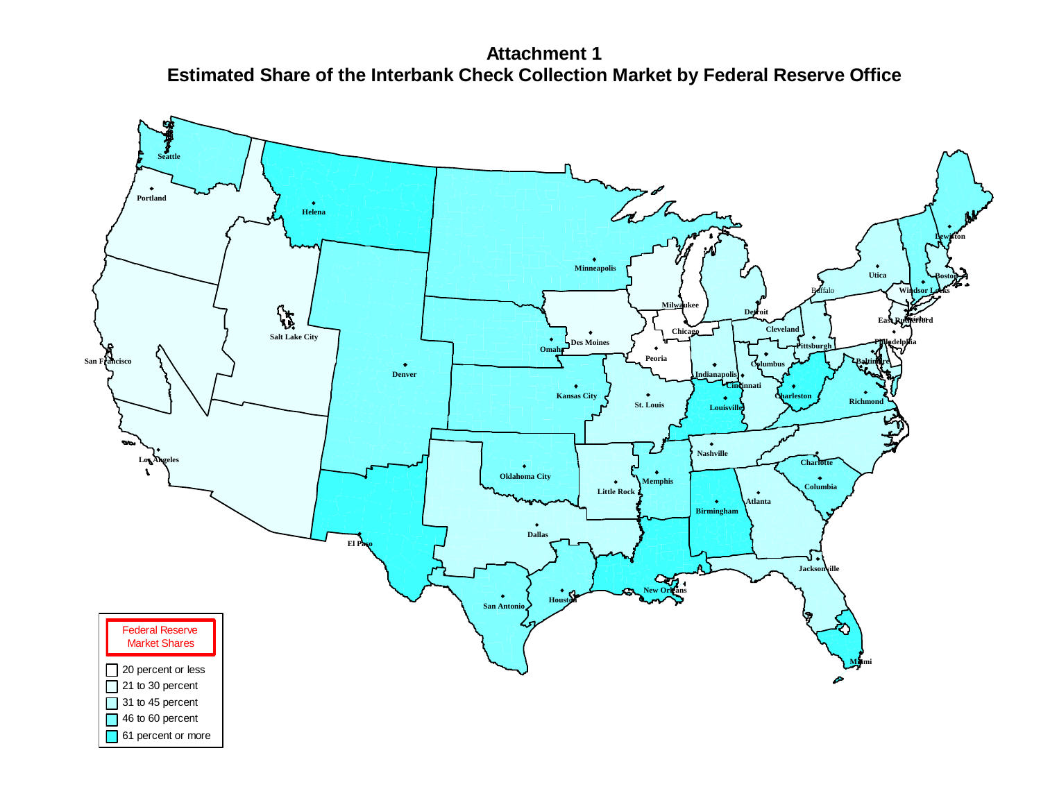# Attachment 1

## Estimated Share of the Interbank Check Collection Market by Federal Reserve Office

**Federal Reserve Market Shares**

- 20 percent or less
- 21 to 30 percent
- 31 to 45 percent
- 46 to 60 percent
- 61 percent or more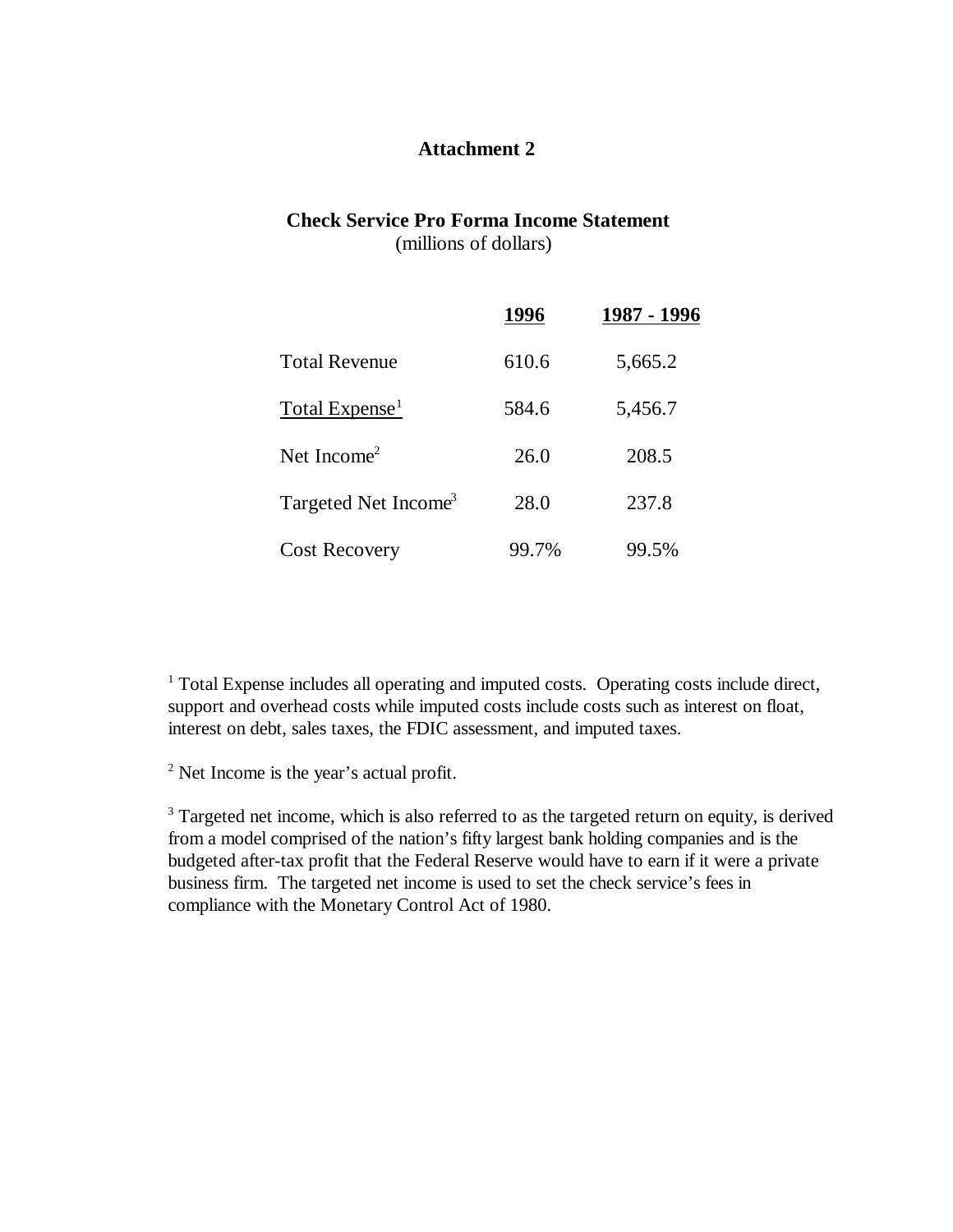# Attachment 2

## Check Service Pro Forma Income Statement

(millions of dollars)

| | 1996 | 1987 - 1996 |
|---|---|---|
| Total Revenue | 610.6 | 5,665.2 |
| Total Expense[1] | 584.6 | 5,456.7 |
| Net Income[2] | 26.0 | 208.5 |
| Targeted Net Income[3] | 28.0 | 237.8 |
| Cost Recovery | 99.7% | 99.5% |

[1] Total Expense includes all operating and imputed costs. Operating costs include direct, support and overhead costs while imputed costs include costs such as interest on float, interest on debt, sales taxes, the FDIC assessment, and imputed taxes.

[2] Net Income is the year's actual profit.

[3] Targeted net income, which is also referred to as the targeted return on equity, is derived from a model comprised of the nation's fifty largest bank holding companies and is the budgeted after-tax profit that the Federal Reserve would have to earn if it were a private business firm. The targeted net income is used to set the check service's fees in compliance with the Monetary Control Act of 1980.